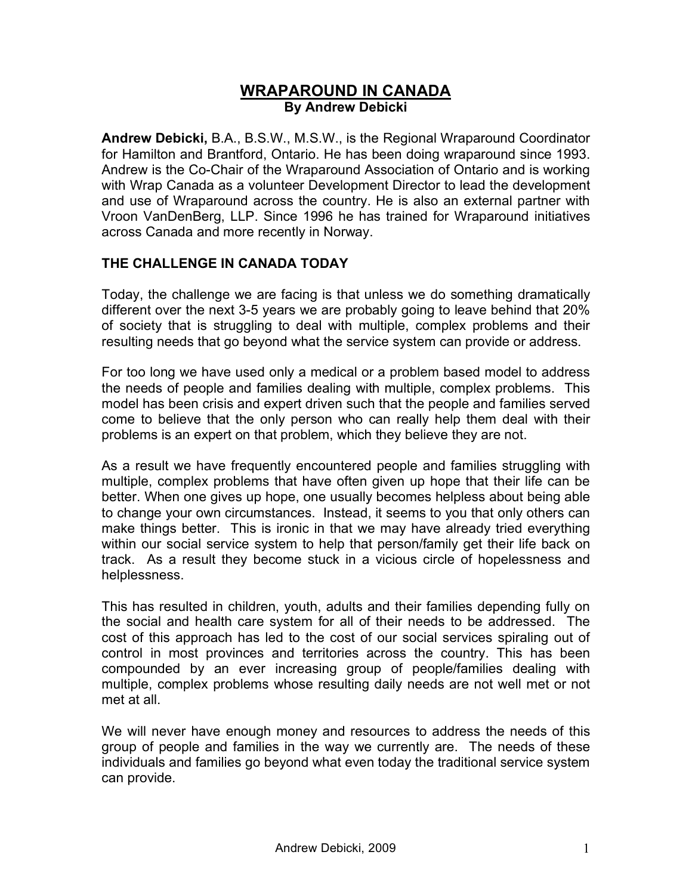# WRAPAROUND IN CANADA

**By Andrew Debicki**

**Andrew Debicki,** B.A., B.S.W., M.S.W., is the Regional Wraparound Coordinator for Hamilton and Brantford, Ontario. He has been doing wraparound since 1993. Andrew is the Co-Chair of the Wraparound Association of Ontario and is working with Wrap Canada as a volunteer Development Director to lead the development and use of Wraparound across the country. He is also an external partner with Vroon VanDenBerg, LLP. Since 1996 he has trained for Wraparound initiatives across Canada and more recently in Norway.

## THE CHALLENGE IN CANADA TODAY

Today, the challenge we are facing is that unless we do something dramatically different over the next 3-5 years we are probably going to leave behind that 20% of society that is struggling to deal with multiple, complex problems and their resulting needs that go beyond what the service system can provide or address.

For too long we have used only a medical or a problem based model to address the needs of people and families dealing with multiple, complex problems. This model has been crisis and expert driven such that the people and families served come to believe that the only person who can really help them deal with their problems is an expert on that problem, which they believe they are not.

As a result we have frequently encountered people and families struggling with multiple, complex problems that have often given up hope that their life can be better. When one gives up hope, one usually becomes helpless about being able to change your own circumstances. Instead, it seems to you that only others can make things better. This is ironic in that we may have already tried everything within our social service system to help that person/family get their life back on track. As a result they become stuck in a vicious circle of hopelessness and helplessness.

This has resulted in children, youth, adults and their families depending fully on the social and health care system for all of their needs to be addressed. The cost of this approach has led to the cost of our social services spiraling out of control in most provinces and territories across the country. This has been compounded by an ever increasing group of people/families dealing with multiple, complex problems whose resulting daily needs are not well met or not met at all.

We will never have enough money and resources to address the needs of this group of people and families in the way we currently are. The needs of these individuals and families go beyond what even today the traditional service system can provide.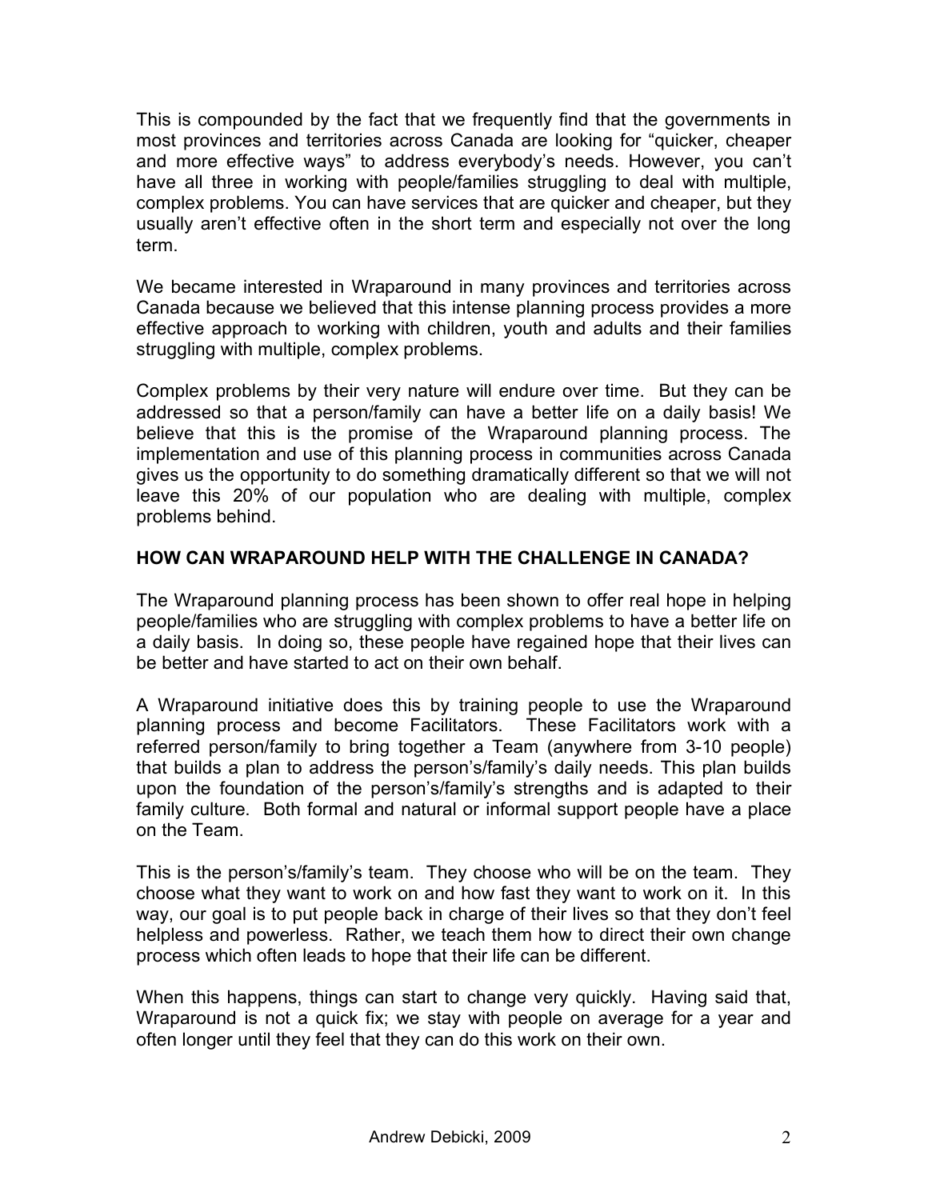This is compounded by the fact that we frequently find that the governments in most provinces and territories across Canada are looking for "quicker, cheaper and more effective ways" to address everybody's needs. However, you can't have all three in working with people/families struggling to deal with multiple, complex problems. You can have services that are quicker and cheaper, but they usually aren't effective often in the short term and especially not over the long term.

We became interested in Wraparound in many provinces and territories across Canada because we believed that this intense planning process provides a more effective approach to working with children, youth and adults and their families struggling with multiple, complex problems.

Complex problems by their very nature will endure over time. But they can be addressed so that a person/family can have a better life on a daily basis! We believe that this is the promise of the Wraparound planning process. The implementation and use of this planning process in communities across Canada gives us the opportunity to do something dramatically different so that we will not leave this 20% of our population who are dealing with multiple, complex problems behind.

## HOW CAN WRAPAROUND HELP WITH THE CHALLENGE IN CANADA?

The Wraparound planning process has been shown to offer real hope in helping people/families who are struggling with complex problems to have a better life on a daily basis. In doing so, these people have regained hope that their lives can be better and have started to act on their own behalf.

A Wraparound initiative does this by training people to use the Wraparound planning process and become Facilitators. These Facilitators work with a referred person/family to bring together a Team (anywhere from 3-10 people) that builds a plan to address the person's/family's daily needs. This plan builds upon the foundation of the person's/family's strengths and is adapted to their family culture. Both formal and natural or informal support people have a place on the Team.

This is the person's/family's team. They choose who will be on the team. They choose what they want to work on and how fast they want to work on it. In this way, our goal is to put people back in charge of their lives so that they don't feel helpless and powerless. Rather, we teach them how to direct their own change process which often leads to hope that their life can be different.

When this happens, things can start to change very quickly. Having said that, Wraparound is not a quick fix; we stay with people on average for a year and often longer until they feel that they can do this work on their own.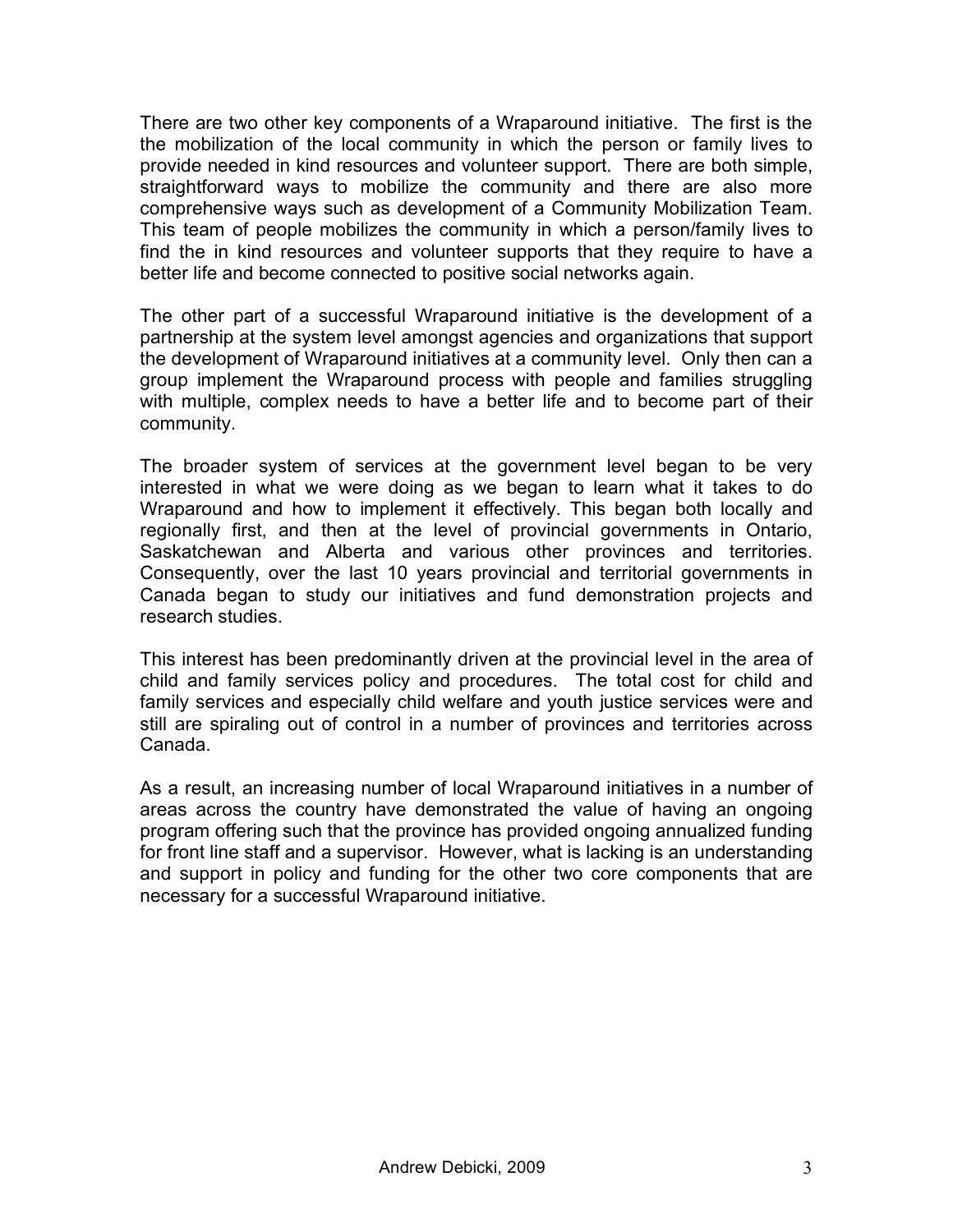There are two other key components of a Wraparound initiative. The first is the the mobilization of the local community in which the person or family lives to provide needed in kind resources and volunteer support. There are both simple, straightforward ways to mobilize the community and there are also more comprehensive ways such as development of a Community Mobilization Team. This team of people mobilizes the community in which a person/family lives to find the in kind resources and volunteer supports that they require to have a better life and become connected to positive social networks again.

The other part of a successful Wraparound initiative is the development of a partnership at the system level amongst agencies and organizations that support the development of Wraparound initiatives at a community level. Only then can a group implement the Wraparound process with people and families struggling with multiple, complex needs to have a better life and to become part of their community.

The broader system of services at the government level began to be very interested in what we were doing as we began to learn what it takes to do Wraparound and how to implement it effectively. This began both locally and regionally first, and then at the level of provincial governments in Ontario, Saskatchewan and Alberta and various other provinces and territories. Consequently, over the last 10 years provincial and territorial governments in Canada began to study our initiatives and fund demonstration projects and research studies.

This interest has been predominantly driven at the provincial level in the area of child and family services policy and procedures. The total cost for child and family services and especially child welfare and youth justice services were and still are spiraling out of control in a number of provinces and territories across Canada.

As a result, an increasing number of local Wraparound initiatives in a number of areas across the country have demonstrated the value of having an ongoing program offering such that the province has provided ongoing annualized funding for front line staff and a supervisor. However, what is lacking is an understanding and support in policy and funding for the other two core components that are necessary for a successful Wraparound initiative.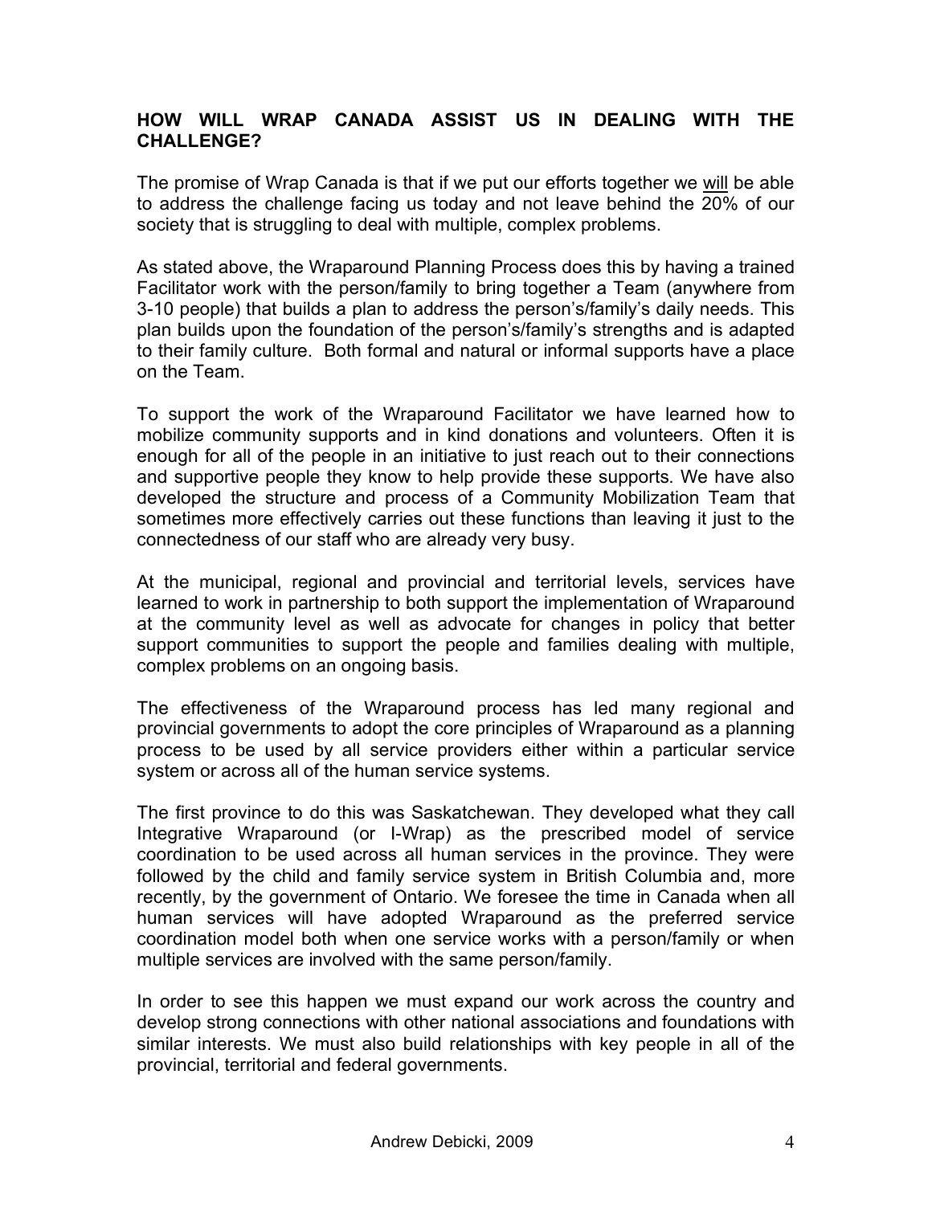## HOW WILL WRAP CANADA ASSIST US IN DEALING WITH THE CHALLENGE?

The promise of Wrap Canada is that if we put our efforts together we <u>will</u> be able to address the challenge facing us today and not leave behind the 20% of our society that is struggling to deal with multiple, complex problems.

As stated above, the Wraparound Planning Process does this by having a trained Facilitator work with the person/family to bring together a Team (anywhere from 3-10 people) that builds a plan to address the person's/family's daily needs. This plan builds upon the foundation of the person's/family's strengths and is adapted to their family culture. Both formal and natural or informal supports have a place on the Team.

To support the work of the Wraparound Facilitator we have learned how to mobilize community supports and in kind donations and volunteers. Often it is enough for all of the people in an initiative to just reach out to their connections and supportive people they know to help provide these supports. We have also developed the structure and process of a Community Mobilization Team that sometimes more effectively carries out these functions than leaving it just to the connectedness of our staff who are already very busy.

At the municipal, regional and provincial and territorial levels, services have learned to work in partnership to both support the implementation of Wraparound at the community level as well as advocate for changes in policy that better support communities to support the people and families dealing with multiple, complex problems on an ongoing basis.

The effectiveness of the Wraparound process has led many regional and provincial governments to adopt the core principles of Wraparound as a planning process to be used by all service providers either within a particular service system or across all of the human service systems.

The first province to do this was Saskatchewan. They developed what they call Integrative Wraparound (or I-Wrap) as the prescribed model of service coordination to be used across all human services in the province. They were followed by the child and family service system in British Columbia and, more recently, by the government of Ontario. We foresee the time in Canada when all human services will have adopted Wraparound as the preferred service coordination model both when one service works with a person/family or when multiple services are involved with the same person/family.

In order to see this happen we must expand our work across the country and develop strong connections with other national associations and foundations with similar interests. We must also build relationships with key people in all of the provincial, territorial and federal governments.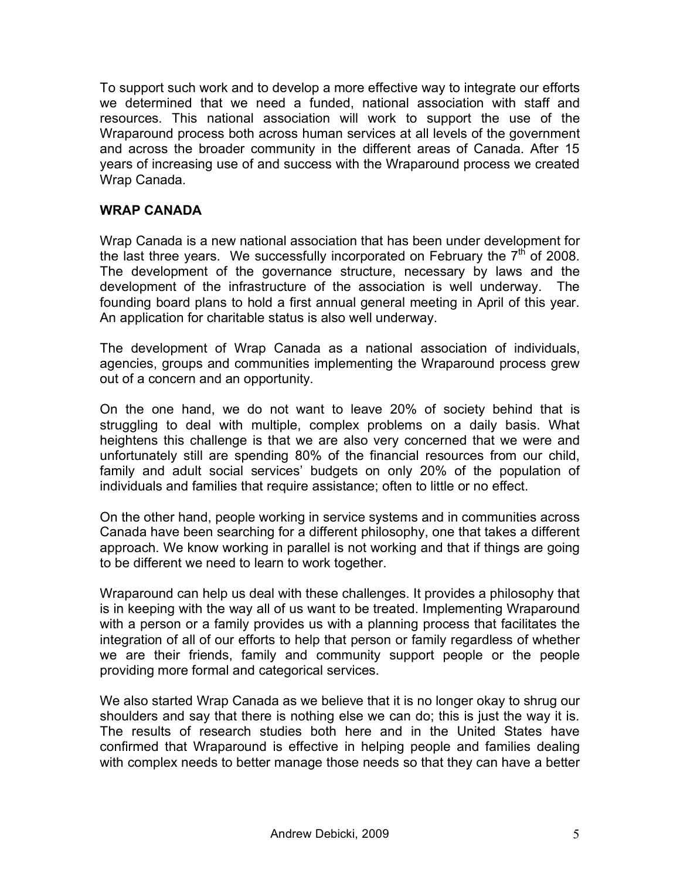To support such work and to develop a more effective way to integrate our efforts we determined that we need a funded, national association with staff and resources. This national association will work to support the use of the Wraparound process both across human services at all levels of the government and across the broader community in the different areas of Canada. After 15 years of increasing use of and success with the Wraparound process we created Wrap Canada.

## WRAP CANADA

Wrap Canada is a new national association that has been under development for the last three years. We successfully incorporated on February the 7th of 2008. The development of the governance structure, necessary by laws and the development of the infrastructure of the association is well underway. The founding board plans to hold a first annual general meeting in April of this year. An application for charitable status is also well underway.

The development of Wrap Canada as a national association of individuals, agencies, groups and communities implementing the Wraparound process grew out of a concern and an opportunity.

On the one hand, we do not want to leave 20% of society behind that is struggling to deal with multiple, complex problems on a daily basis. What heightens this challenge is that we are also very concerned that we were and unfortunately still are spending 80% of the financial resources from our child, family and adult social services' budgets on only 20% of the population of individuals and families that require assistance; often to little or no effect.

On the other hand, people working in service systems and in communities across Canada have been searching for a different philosophy, one that takes a different approach. We know working in parallel is not working and that if things are going to be different we need to learn to work together.

Wraparound can help us deal with these challenges. It provides a philosophy that is in keeping with the way all of us want to be treated. Implementing Wraparound with a person or a family provides us with a planning process that facilitates the integration of all of our efforts to help that person or family regardless of whether we are their friends, family and community support people or the people providing more formal and categorical services.

We also started Wrap Canada as we believe that it is no longer okay to shrug our shoulders and say that there is nothing else we can do; this is just the way it is. The results of research studies both here and in the United States have confirmed that Wraparound is effective in helping people and families dealing with complex needs to better manage those needs so that they can have a better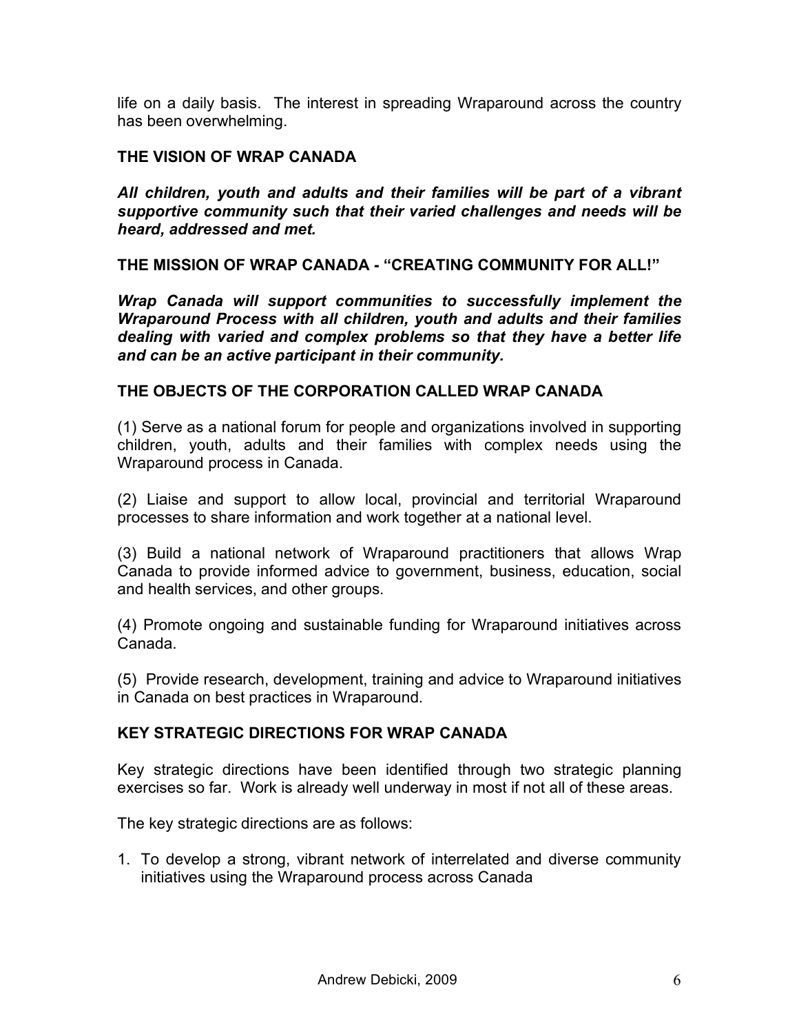life on a daily basis. The interest in spreading Wraparound across the country has been overwhelming.

## THE VISION OF WRAP CANADA

***All children, youth and adults and their families will be part of a vibrant supportive community such that their varied challenges and needs will be heard, addressed and met.***

## THE MISSION OF WRAP CANADA - "CREATING COMMUNITY FOR ALL!"

***Wrap Canada will support communities to successfully implement the Wraparound Process with all children, youth and adults and their families dealing with varied and complex problems so that they have a better life and can be an active participant in their community.***

## THE OBJECTS OF THE CORPORATION CALLED WRAP CANADA

(1) Serve as a national forum for people and organizations involved in supporting children, youth, adults and their families with complex needs using the Wraparound process in Canada.

(2) Liaise and support to allow local, provincial and territorial Wraparound processes to share information and work together at a national level.

(3) Build a national network of Wraparound practitioners that allows Wrap Canada to provide informed advice to government, business, education, social and health services, and other groups.

(4) Promote ongoing and sustainable funding for Wraparound initiatives across Canada.

(5) Provide research, development, training and advice to Wraparound initiatives in Canada on best practices in Wraparound.

## KEY STRATEGIC DIRECTIONS FOR WRAP CANADA

Key strategic directions have been identified through two strategic planning exercises so far. Work is already well underway in most if not all of these areas.

The key strategic directions are as follows:

1. To develop a strong, vibrant network of interrelated and diverse community initiatives using the Wraparound process across Canada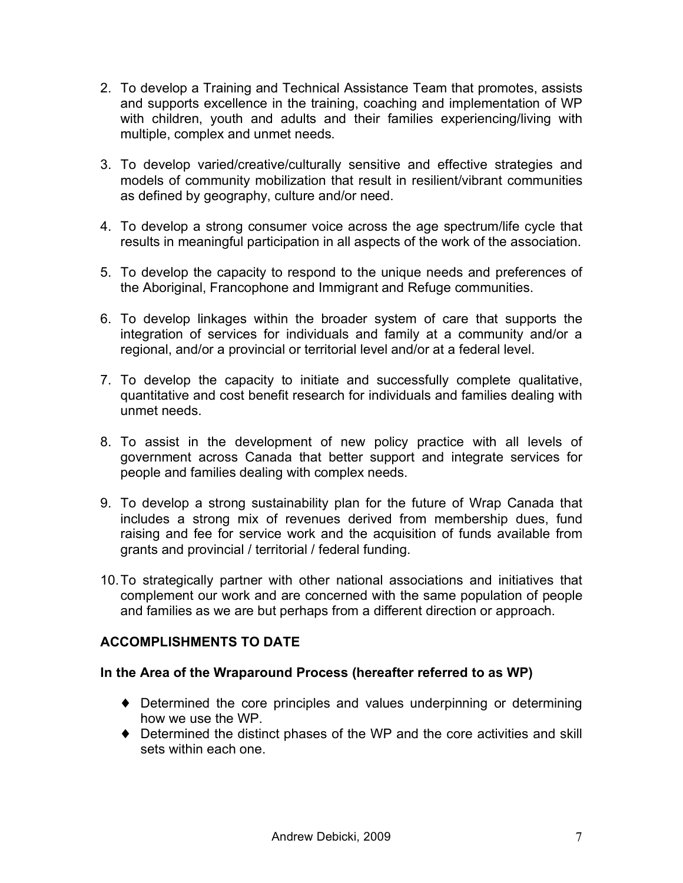2. To develop a Training and Technical Assistance Team that promotes, assists and supports excellence in the training, coaching and implementation of WP with children, youth and adults and their families experiencing/living with multiple, complex and unmet needs.

3. To develop varied/creative/culturally sensitive and effective strategies and models of community mobilization that result in resilient/vibrant communities as defined by geography, culture and/or need.

4. To develop a strong consumer voice across the age spectrum/life cycle that results in meaningful participation in all aspects of the work of the association.

5. To develop the capacity to respond to the unique needs and preferences of the Aboriginal, Francophone and Immigrant and Refuge communities.

6. To develop linkages within the broader system of care that supports the integration of services for individuals and family at a community and/or a regional, and/or a provincial or territorial level and/or at a federal level.

7. To develop the capacity to initiate and successfully complete qualitative, quantitative and cost benefit research for individuals and families dealing with unmet needs.

8. To assist in the development of new policy practice with all levels of government across Canada that better support and integrate services for people and families dealing with complex needs.

9. To develop a strong sustainability plan for the future of Wrap Canada that includes a strong mix of revenues derived from membership dues, fund raising and fee for service work and the acquisition of funds available from grants and provincial / territorial / federal funding.

10. To strategically partner with other national associations and initiatives that complement our work and are concerned with the same population of people and families as we are but perhaps from a different direction or approach.

**ACCOMPLISHMENTS TO DATE**

**In the Area of the Wraparound Process (hereafter referred to as WP)**

- Determined the core principles and values underpinning or determining how we use the WP.
- Determined the distinct phases of the WP and the core activities and skill sets within each one.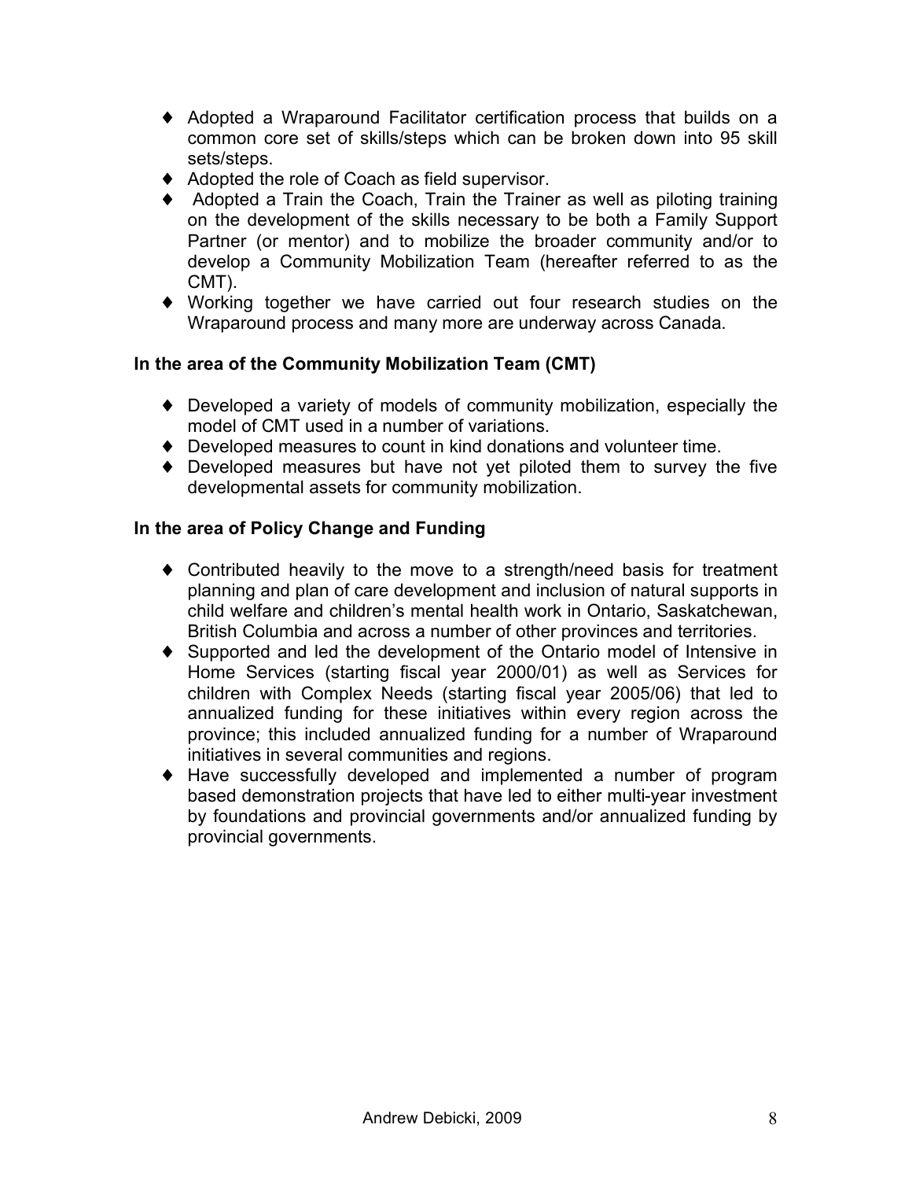- Adopted a Wraparound Facilitator certification process that builds on a common core set of skills/steps which can be broken down into 95 skill sets/steps.
- Adopted the role of Coach as field supervisor.
- Adopted a Train the Coach, Train the Trainer as well as piloting training on the development of the skills necessary to be both a Family Support Partner (or mentor) and to mobilize the broader community and/or to develop a Community Mobilization Team (hereafter referred to as the CMT).
- Working together we have carried out four research studies on the Wraparound process and many more are underway across Canada.

**In the area of the Community Mobilization Team (CMT)**

- Developed a variety of models of community mobilization, especially the model of CMT used in a number of variations.
- Developed measures to count in kind donations and volunteer time.
- Developed measures but have not yet piloted them to survey the five developmental assets for community mobilization.

**In the area of Policy Change and Funding**

- Contributed heavily to the move to a strength/need basis for treatment planning and plan of care development and inclusion of natural supports in child welfare and children's mental health work in Ontario, Saskatchewan, British Columbia and across a number of other provinces and territories.
- Supported and led the development of the Ontario model of Intensive in Home Services (starting fiscal year 2000/01) as well as Services for children with Complex Needs (starting fiscal year 2005/06) that led to annualized funding for these initiatives within every region across the province; this included annualized funding for a number of Wraparound initiatives in several communities and regions.
- Have successfully developed and implemented a number of program based demonstration projects that have led to either multi-year investment by foundations and provincial governments and/or annualized funding by provincial governments.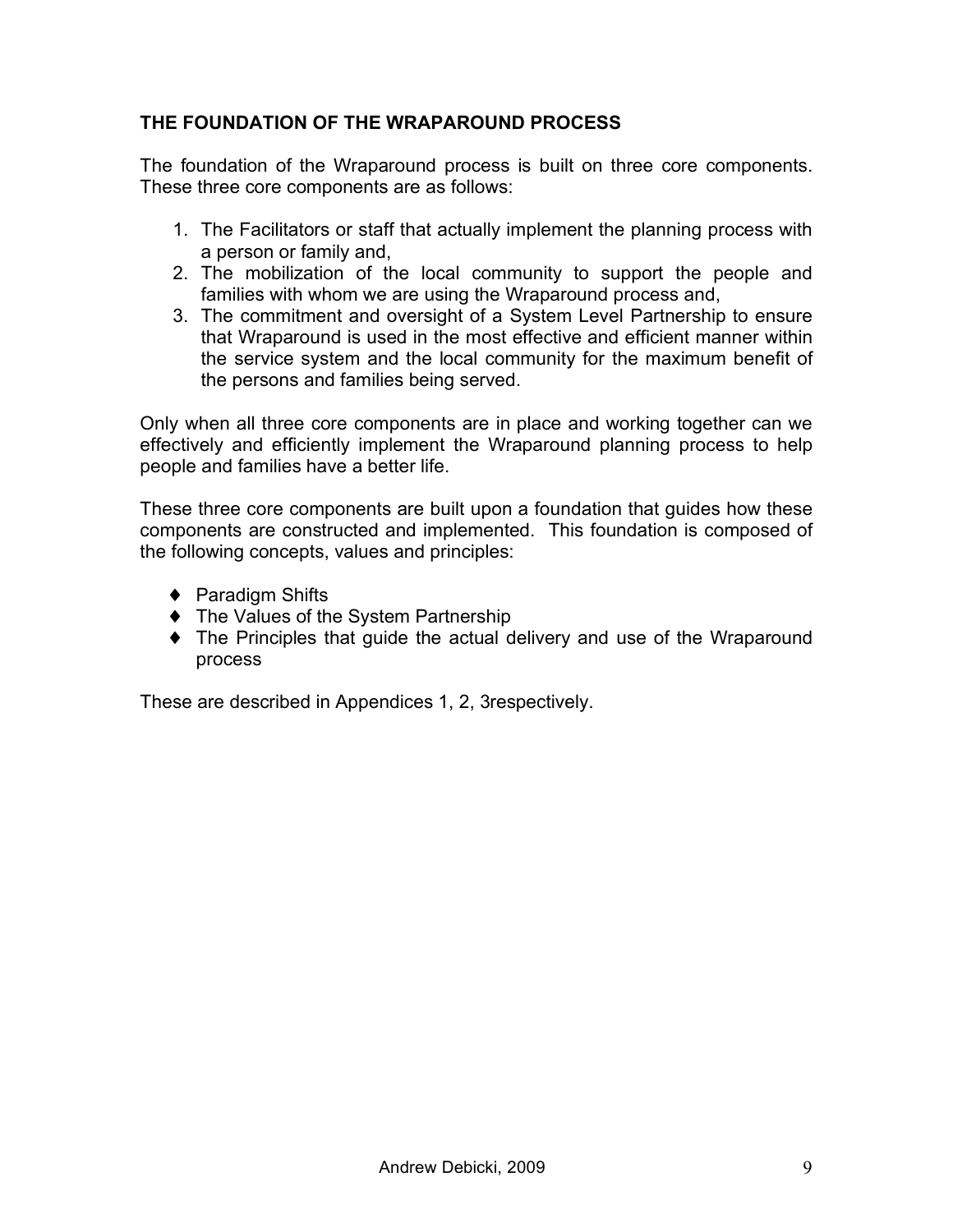## THE FOUNDATION OF THE WRAPAROUND PROCESS

The foundation of the Wraparound process is built on three core components. These three core components are as follows:

1. The Facilitators or staff that actually implement the planning process with a person or family and,
2. The mobilization of the local community to support the people and families with whom we are using the Wraparound process and,
3. The commitment and oversight of a System Level Partnership to ensure that Wraparound is used in the most effective and efficient manner within the service system and the local community for the maximum benefit of the persons and families being served.

Only when all three core components are in place and working together can we effectively and efficiently implement the Wraparound planning process to help people and families have a better life.

These three core components are built upon a foundation that guides how these components are constructed and implemented. This foundation is composed of the following concepts, values and principles:

- Paradigm Shifts
- The Values of the System Partnership
- The Principles that guide the actual delivery and use of the Wraparound process

These are described in Appendices 1, 2, 3respectively.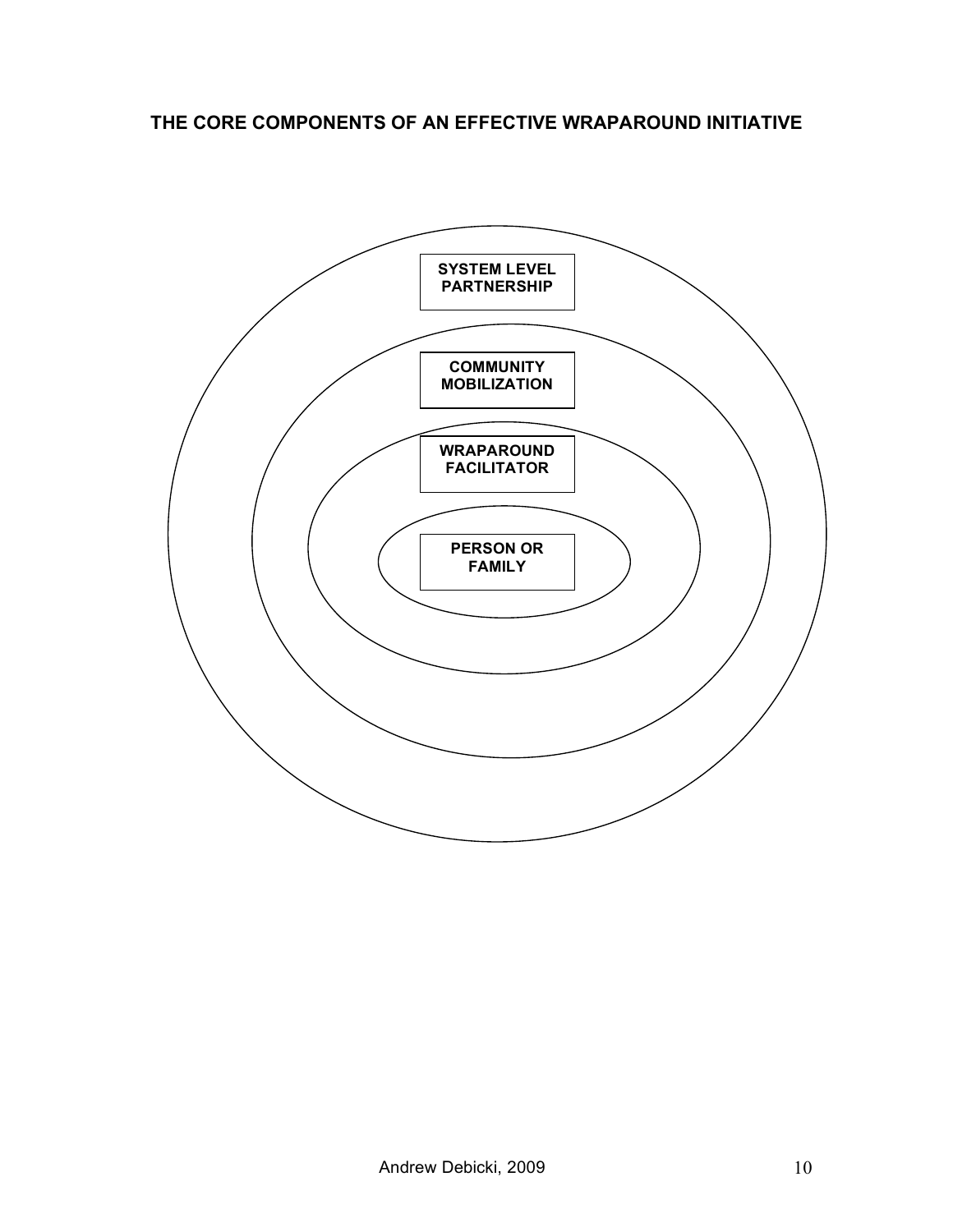**THE CORE COMPONENTS OF AN EFFECTIVE WRAPAROUND INITIATIVE**

SYSTEM LEVEL PARTNERSHIP

COMMUNITY MOBILIZATION

WRAPAROUND FACILITATOR

PERSON OR FAMILY

Andrew Debicki, 2009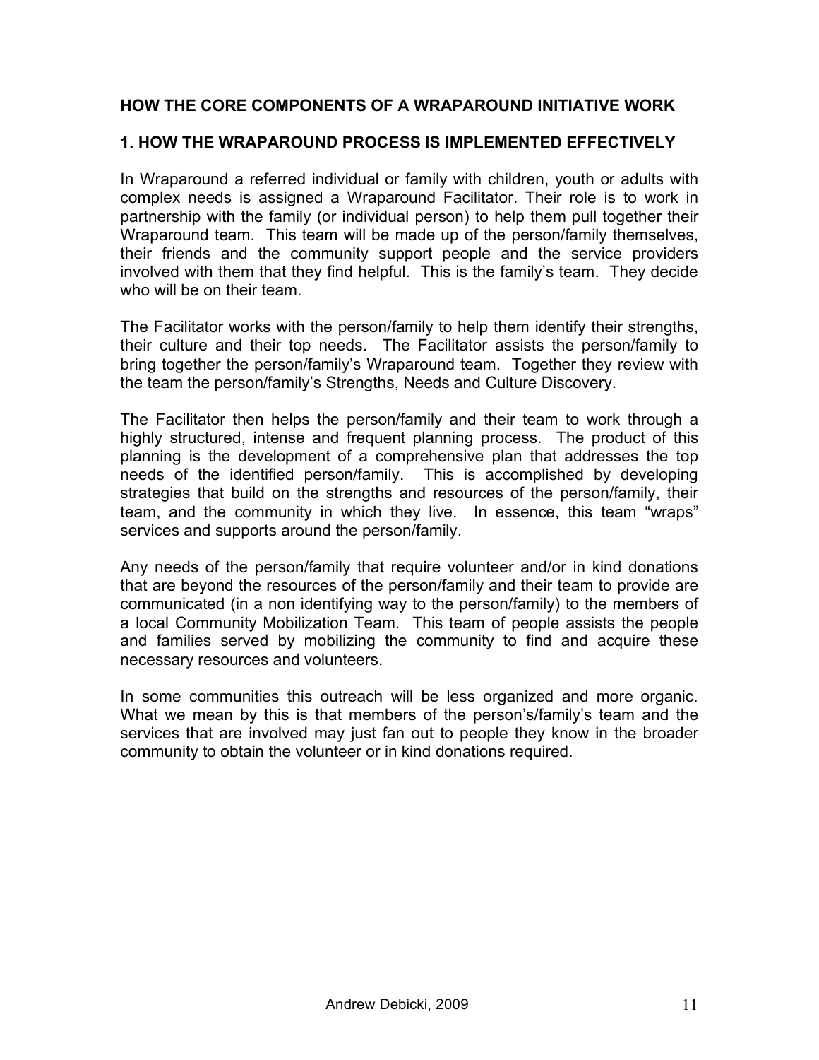## HOW THE CORE COMPONENTS OF A WRAPAROUND INITIATIVE WORK

### 1. HOW THE WRAPAROUND PROCESS IS IMPLEMENTED EFFECTIVELY

In Wraparound a referred individual or family with children, youth or adults with complex needs is assigned a Wraparound Facilitator. Their role is to work in partnership with the family (or individual person) to help them pull together their Wraparound team. This team will be made up of the person/family themselves, their friends and the community support people and the service providers involved with them that they find helpful. This is the family's team. They decide who will be on their team.

The Facilitator works with the person/family to help them identify their strengths, their culture and their top needs. The Facilitator assists the person/family to bring together the person/family's Wraparound team. Together they review with the team the person/family's Strengths, Needs and Culture Discovery.

The Facilitator then helps the person/family and their team to work through a highly structured, intense and frequent planning process. The product of this planning is the development of a comprehensive plan that addresses the top needs of the identified person/family. This is accomplished by developing strategies that build on the strengths and resources of the person/family, their team, and the community in which they live. In essence, this team "wraps" services and supports around the person/family.

Any needs of the person/family that require volunteer and/or in kind donations that are beyond the resources of the person/family and their team to provide are communicated (in a non identifying way to the person/family) to the members of a local Community Mobilization Team. This team of people assists the people and families served by mobilizing the community to find and acquire these necessary resources and volunteers.

In some communities this outreach will be less organized and more organic. What we mean by this is that members of the person's/family's team and the services that are involved may just fan out to people they know in the broader community to obtain the volunteer or in kind donations required.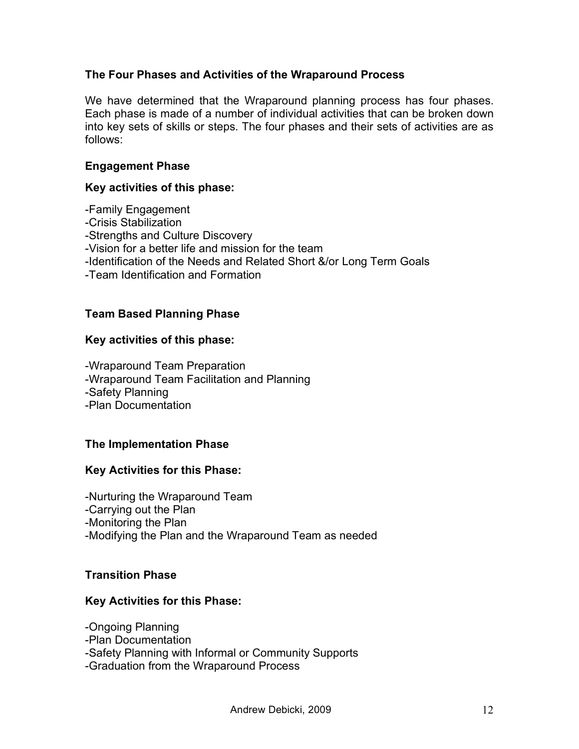### The Four Phases and Activities of the Wraparound Process

We have determined that the Wraparound planning process has four phases. Each phase is made of a number of individual activities that can be broken down into key sets of skills or steps. The four phases and their sets of activities are as follows:

#### Engagement Phase

**Key activities of this phase:**

- Family Engagement
- Crisis Stabilization
- Strengths and Culture Discovery
- Vision for a better life and mission for the team
- Identification of the Needs and Related Short &/or Long Term Goals
- Team Identification and Formation

#### Team Based Planning Phase

**Key activities of this phase:**

- Wraparound Team Preparation
- Wraparound Team Facilitation and Planning
- Safety Planning
- Plan Documentation

#### The Implementation Phase

**Key Activities for this Phase:**

- Nurturing the Wraparound Team
- Carrying out the Plan
- Monitoring the Plan
- Modifying the Plan and the Wraparound Team as needed

#### Transition Phase

**Key Activities for this Phase:**

- Ongoing Planning
- Plan Documentation
- Safety Planning with Informal or Community Supports
- Graduation from the Wraparound Process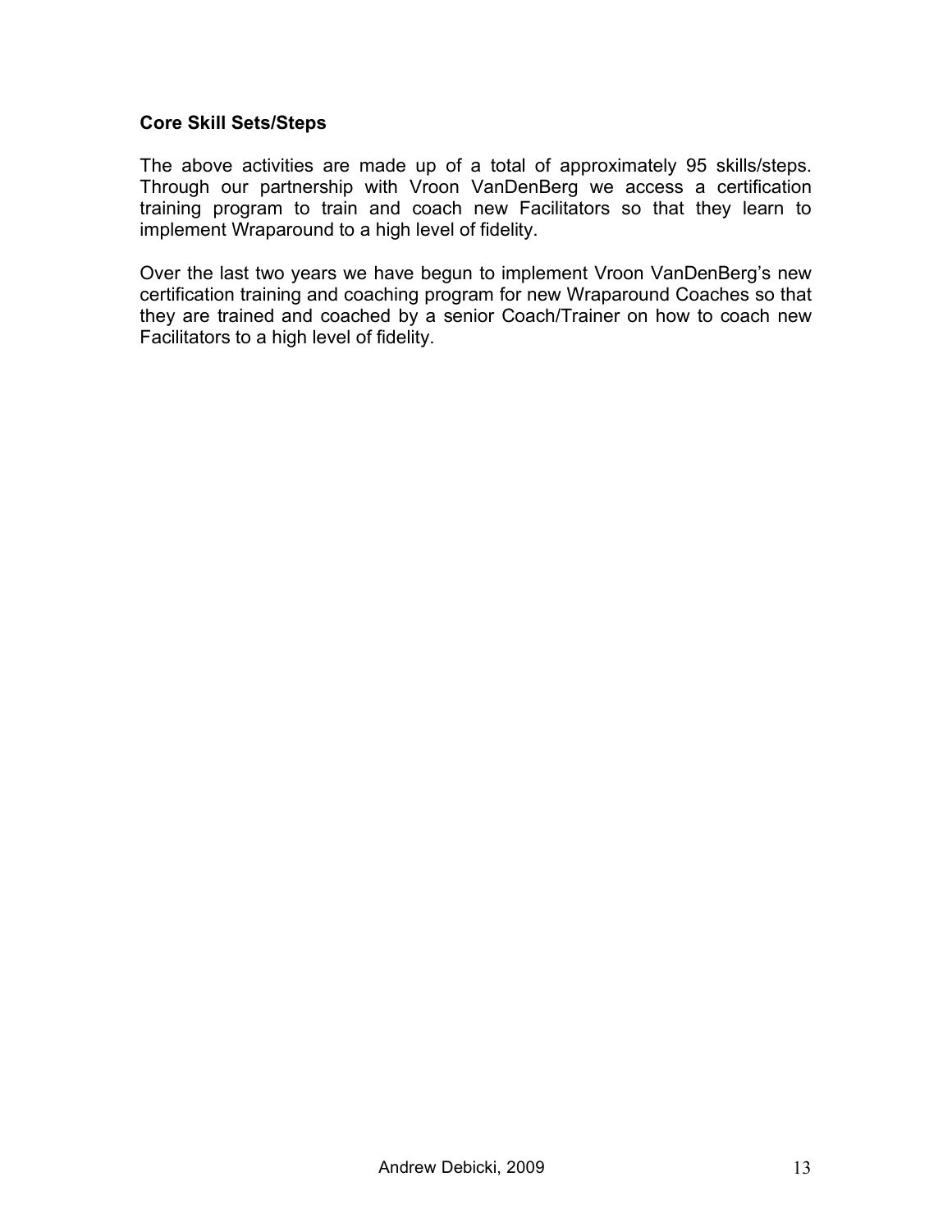**Core Skill Sets/Steps**

The above activities are made up of a total of approximately 95 skills/steps. Through our partnership with Vroon VanDenBerg we access a certification training program to train and coach new Facilitators so that they learn to implement Wraparound to a high level of fidelity.

Over the last two years we have begun to implement Vroon VanDenBerg's new certification training and coaching program for new Wraparound Coaches so that they are trained and coached by a senior Coach/Trainer on how to coach new Facilitators to a high level of fidelity.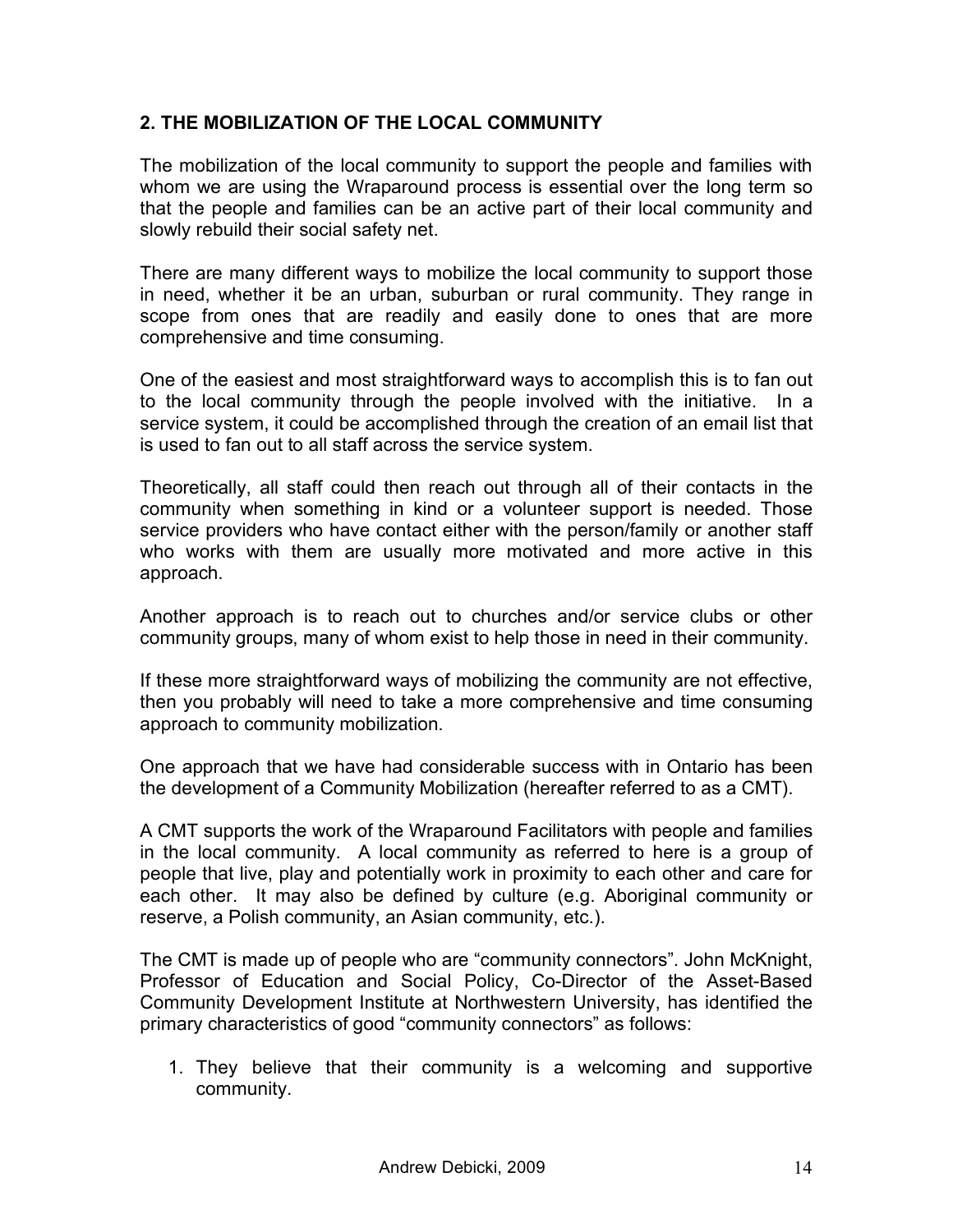## 2. THE MOBILIZATION OF THE LOCAL COMMUNITY

The mobilization of the local community to support the people and families with whom we are using the Wraparound process is essential over the long term so that the people and families can be an active part of their local community and slowly rebuild their social safety net.

There are many different ways to mobilize the local community to support those in need, whether it be an urban, suburban or rural community. They range in scope from ones that are readily and easily done to ones that are more comprehensive and time consuming.

One of the easiest and most straightforward ways to accomplish this is to fan out to the local community through the people involved with the initiative. In a service system, it could be accomplished through the creation of an email list that is used to fan out to all staff across the service system.

Theoretically, all staff could then reach out through all of their contacts in the community when something in kind or a volunteer support is needed. Those service providers who have contact either with the person/family or another staff who works with them are usually more motivated and more active in this approach.

Another approach is to reach out to churches and/or service clubs or other community groups, many of whom exist to help those in need in their community.

If these more straightforward ways of mobilizing the community are not effective, then you probably will need to take a more comprehensive and time consuming approach to community mobilization.

One approach that we have had considerable success with in Ontario has been the development of a Community Mobilization (hereafter referred to as a CMT).

A CMT supports the work of the Wraparound Facilitators with people and families in the local community. A local community as referred to here is a group of people that live, play and potentially work in proximity to each other and care for each other. It may also be defined by culture (e.g. Aboriginal community or reserve, a Polish community, an Asian community, etc.).

The CMT is made up of people who are "community connectors". John McKnight, Professor of Education and Social Policy, Co-Director of the Asset-Based Community Development Institute at Northwestern University, has identified the primary characteristics of good "community connectors" as follows:

1. They believe that their community is a welcoming and supportive community.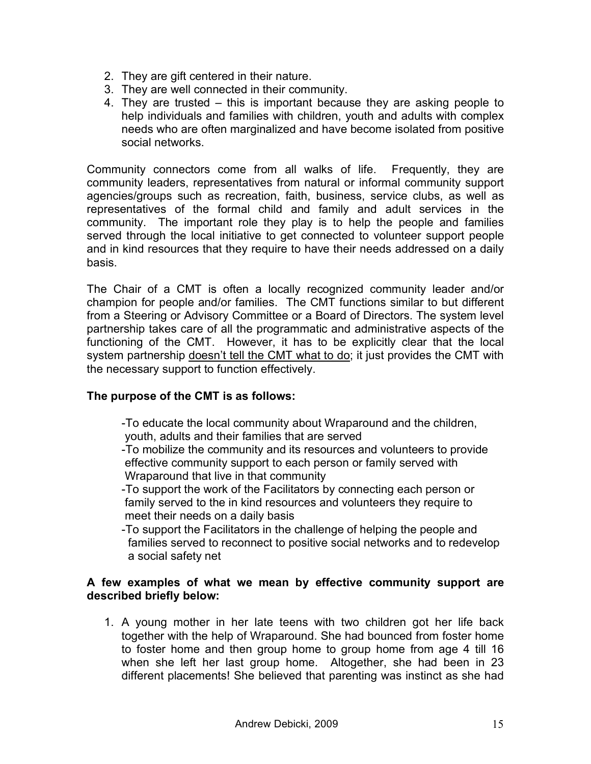2. They are gift centered in their nature.
3. They are well connected in their community.
4. They are trusted – this is important because they are asking people to help individuals and families with children, youth and adults with complex needs who are often marginalized and have become isolated from positive social networks.

Community connectors come from all walks of life. Frequently, they are community leaders, representatives from natural or informal community support agencies/groups such as recreation, faith, business, service clubs, as well as representatives of the formal child and family and adult services in the community. The important role they play is to help the people and families served through the local initiative to get connected to volunteer support people and in kind resources that they require to have their needs addressed on a daily basis.

The Chair of a CMT is often a locally recognized community leader and/or champion for people and/or families. The CMT functions similar to but different from a Steering or Advisory Committee or a Board of Directors. The system level partnership takes care of all the programmatic and administrative aspects of the functioning of the CMT. However, it has to be explicitly clear that the local system partnership <u>doesn't tell the CMT what to do</u>; it just provides the CMT with the necessary support to function effectively.

**The purpose of the CMT is as follows:**

- To educate the local community about Wraparound and the children, youth, adults and their families that are served
- To mobilize the community and its resources and volunteers to provide effective community support to each person or family served with Wraparound that live in that community
- To support the work of the Facilitators by connecting each person or family served to the in kind resources and volunteers they require to meet their needs on a daily basis
- To support the Facilitators in the challenge of helping the people and families served to reconnect to positive social networks and to redevelop a social safety net

**A few examples of what we mean by effective community support are described briefly below:**

1. A young mother in her late teens with two children got her life back together with the help of Wraparound. She had bounced from foster home to foster home and then group home to group home from age 4 till 16 when she left her last group home. Altogether, she had been in 23 different placements! She believed that parenting was instinct as she had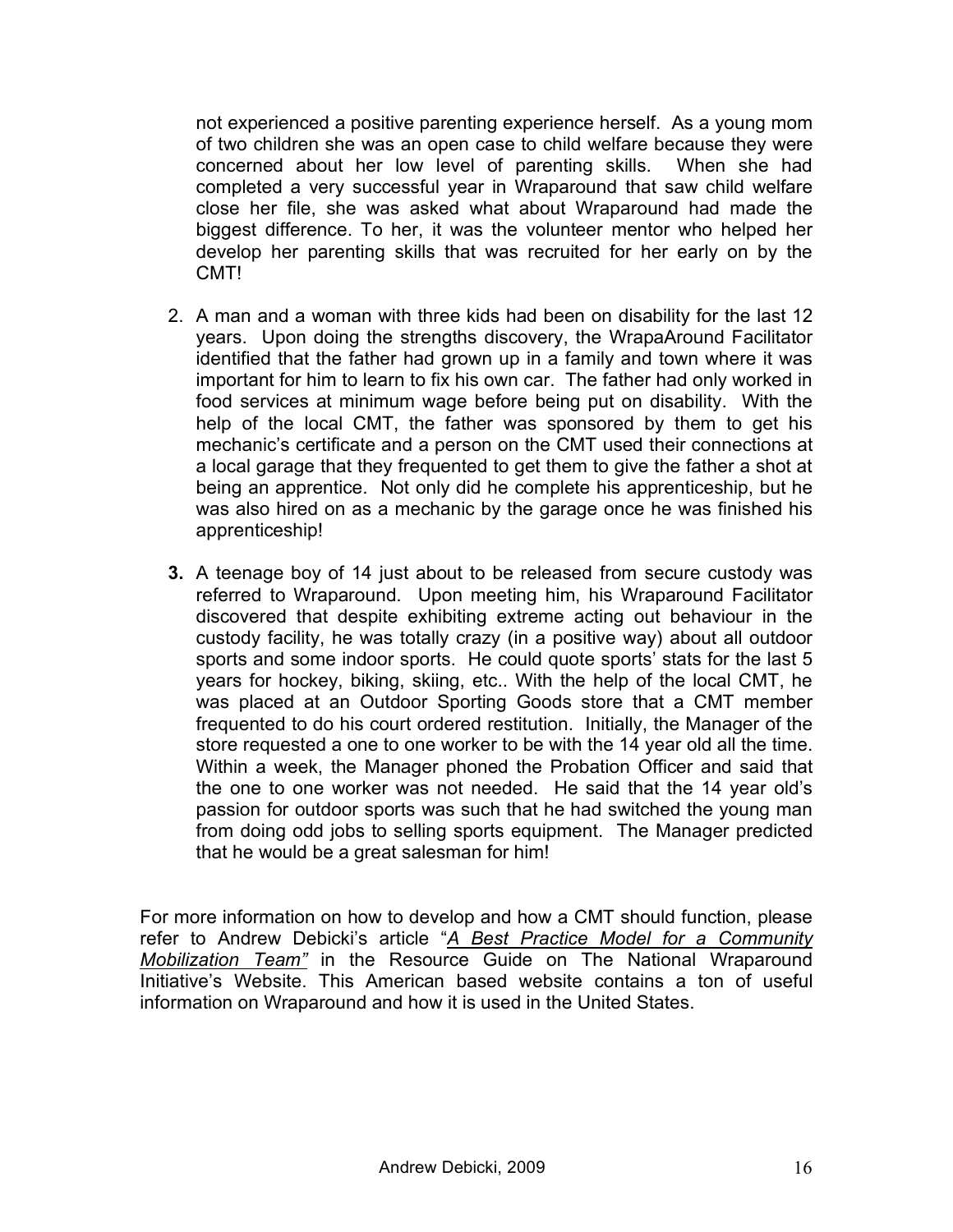not experienced a positive parenting experience herself. As a young mom of two children she was an open case to child welfare because they were concerned about her low level of parenting skills. When she had completed a very successful year in Wraparound that saw child welfare close her file, she was asked what about Wraparound had made the biggest difference. To her, it was the volunteer mentor who helped her develop her parenting skills that was recruited for her early on by the CMT!

2. A man and a woman with three kids had been on disability for the last 12 years. Upon doing the strengths discovery, the WrapaAround Facilitator identified that the father had grown up in a family and town where it was important for him to learn to fix his own car. The father had only worked in food services at minimum wage before being put on disability. With the help of the local CMT, the father was sponsored by them to get his mechanic's certificate and a person on the CMT used their connections at a local garage that they frequented to get them to give the father a shot at being an apprentice. Not only did he complete his apprenticeship, but he was also hired on as a mechanic by the garage once he was finished his apprenticeship!

3. A teenage boy of 14 just about to be released from secure custody was referred to Wraparound. Upon meeting him, his Wraparound Facilitator discovered that despite exhibiting extreme acting out behaviour in the custody facility, he was totally crazy (in a positive way) about all outdoor sports and some indoor sports. He could quote sports' stats for the last 5 years for hockey, biking, skiing, etc.. With the help of the local CMT, he was placed at an Outdoor Sporting Goods store that a CMT member frequented to do his court ordered restitution. Initially, the Manager of the store requested a one to one worker to be with the 14 year old all the time. Within a week, the Manager phoned the Probation Officer and said that the one to one worker was not needed. He said that the 14 year old's passion for outdoor sports was such that he had switched the young man from doing odd jobs to selling sports equipment. The Manager predicted that he would be a great salesman for him!

For more information on how to develop and how a CMT should function, please refer to Andrew Debicki's article "*A Best Practice Model for a Community Mobilization Team"* in the Resource Guide on The National Wraparound Initiative's Website. This American based website contains a ton of useful information on Wraparound and how it is used in the United States.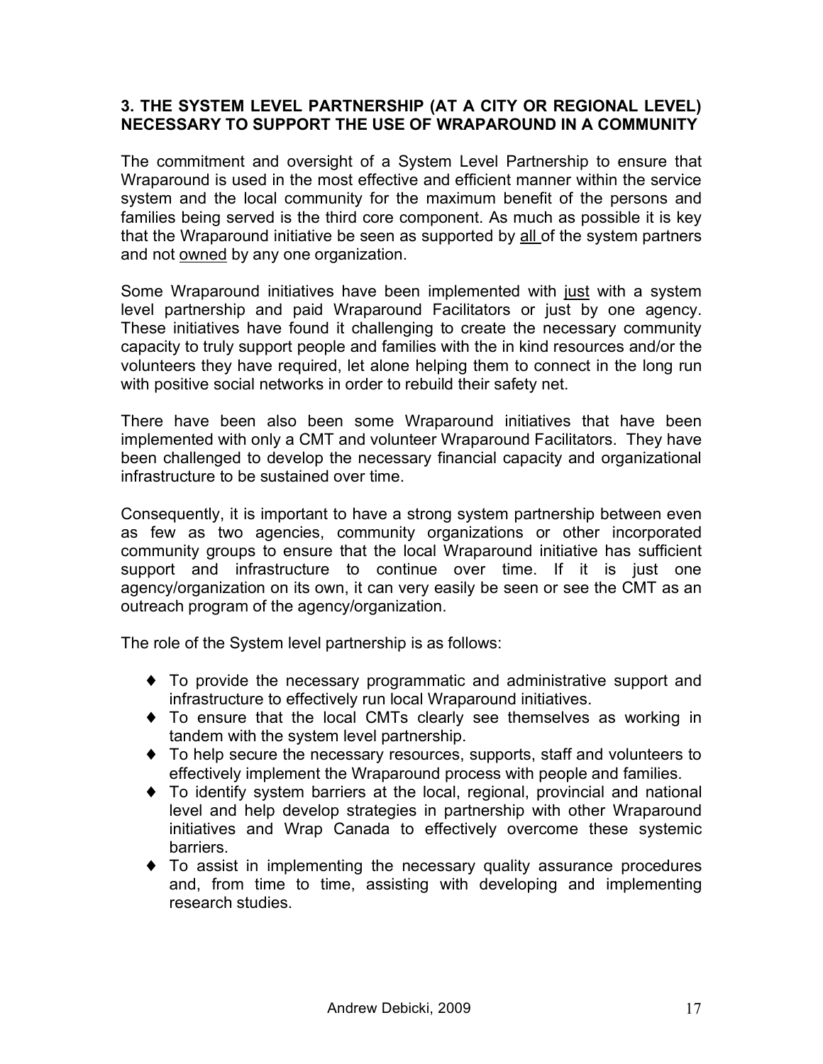**3. THE SYSTEM LEVEL PARTNERSHIP (AT A CITY OR REGIONAL LEVEL) NECESSARY TO SUPPORT THE USE OF WRAPAROUND IN A COMMUNITY**

The commitment and oversight of a System Level Partnership to ensure that Wraparound is used in the most effective and efficient manner within the service system and the local community for the maximum benefit of the persons and families being served is the third core component. As much as possible it is key that the Wraparound initiative be seen as supported by <u>all</u> of the system partners and not <u>owned</u> by any one organization.

Some Wraparound initiatives have been implemented with <u>just</u> with a system level partnership and paid Wraparound Facilitators or just by one agency. These initiatives have found it challenging to create the necessary community capacity to truly support people and families with the in kind resources and/or the volunteers they have required, let alone helping them to connect in the long run with positive social networks in order to rebuild their safety net.

There have been also been some Wraparound initiatives that have been implemented with only a CMT and volunteer Wraparound Facilitators. They have been challenged to develop the necessary financial capacity and organizational infrastructure to be sustained over time.

Consequently, it is important to have a strong system partnership between even as few as two agencies, community organizations or other incorporated community groups to ensure that the local Wraparound initiative has sufficient support and infrastructure to continue over time. If it is just one agency/organization on its own, it can very easily be seen or see the CMT as an outreach program of the agency/organization.

The role of the System level partnership is as follows:

- To provide the necessary programmatic and administrative support and infrastructure to effectively run local Wraparound initiatives.
- To ensure that the local CMTs clearly see themselves as working in tandem with the system level partnership.
- To help secure the necessary resources, supports, staff and volunteers to effectively implement the Wraparound process with people and families.
- To identify system barriers at the local, regional, provincial and national level and help develop strategies in partnership with other Wraparound initiatives and Wrap Canada to effectively overcome these systemic barriers.
- To assist in implementing the necessary quality assurance procedures and, from time to time, assisting with developing and implementing research studies.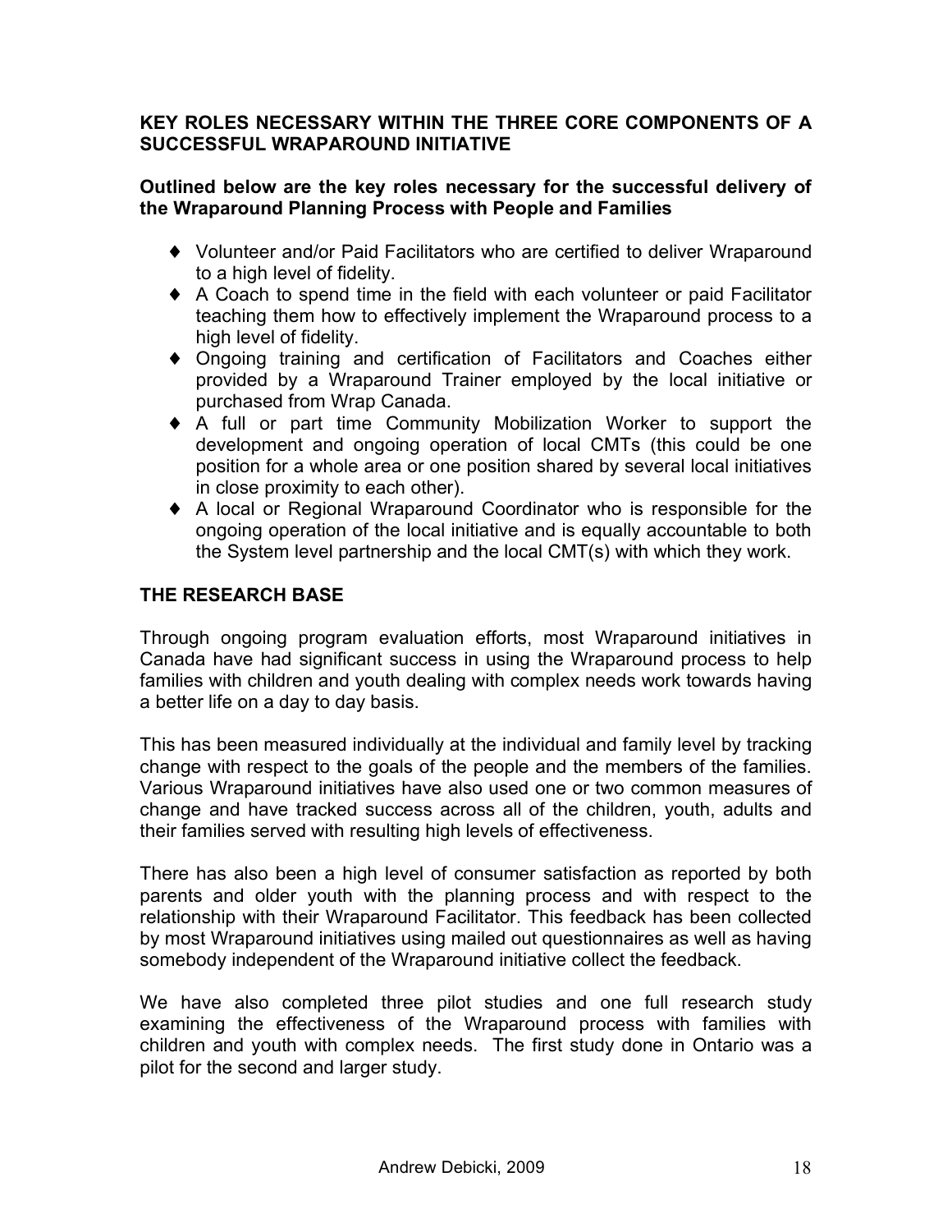## KEY ROLES NECESSARY WITHIN THE THREE CORE COMPONENTS OF A SUCCESSFUL WRAPAROUND INITIATIVE

**Outlined below are the key roles necessary for the successful delivery of the Wraparound Planning Process with People and Families**

- Volunteer and/or Paid Facilitators who are certified to deliver Wraparound to a high level of fidelity.
- A Coach to spend time in the field with each volunteer or paid Facilitator teaching them how to effectively implement the Wraparound process to a high level of fidelity.
- Ongoing training and certification of Facilitators and Coaches either provided by a Wraparound Trainer employed by the local initiative or purchased from Wrap Canada.
- A full or part time Community Mobilization Worker to support the development and ongoing operation of local CMTs (this could be one position for a whole area or one position shared by several local initiatives in close proximity to each other).
- A local or Regional Wraparound Coordinator who is responsible for the ongoing operation of the local initiative and is equally accountable to both the System level partnership and the local CMT(s) with which they work.

## THE RESEARCH BASE

Through ongoing program evaluation efforts, most Wraparound initiatives in Canada have had significant success in using the Wraparound process to help families with children and youth dealing with complex needs work towards having a better life on a day to day basis.

This has been measured individually at the individual and family level by tracking change with respect to the goals of the people and the members of the families. Various Wraparound initiatives have also used one or two common measures of change and have tracked success across all of the children, youth, adults and their families served with resulting high levels of effectiveness.

There has also been a high level of consumer satisfaction as reported by both parents and older youth with the planning process and with respect to the relationship with their Wraparound Facilitator. This feedback has been collected by most Wraparound initiatives using mailed out questionnaires as well as having somebody independent of the Wraparound initiative collect the feedback.

We have also completed three pilot studies and one full research study examining the effectiveness of the Wraparound process with families with children and youth with complex needs. The first study done in Ontario was a pilot for the second and larger study.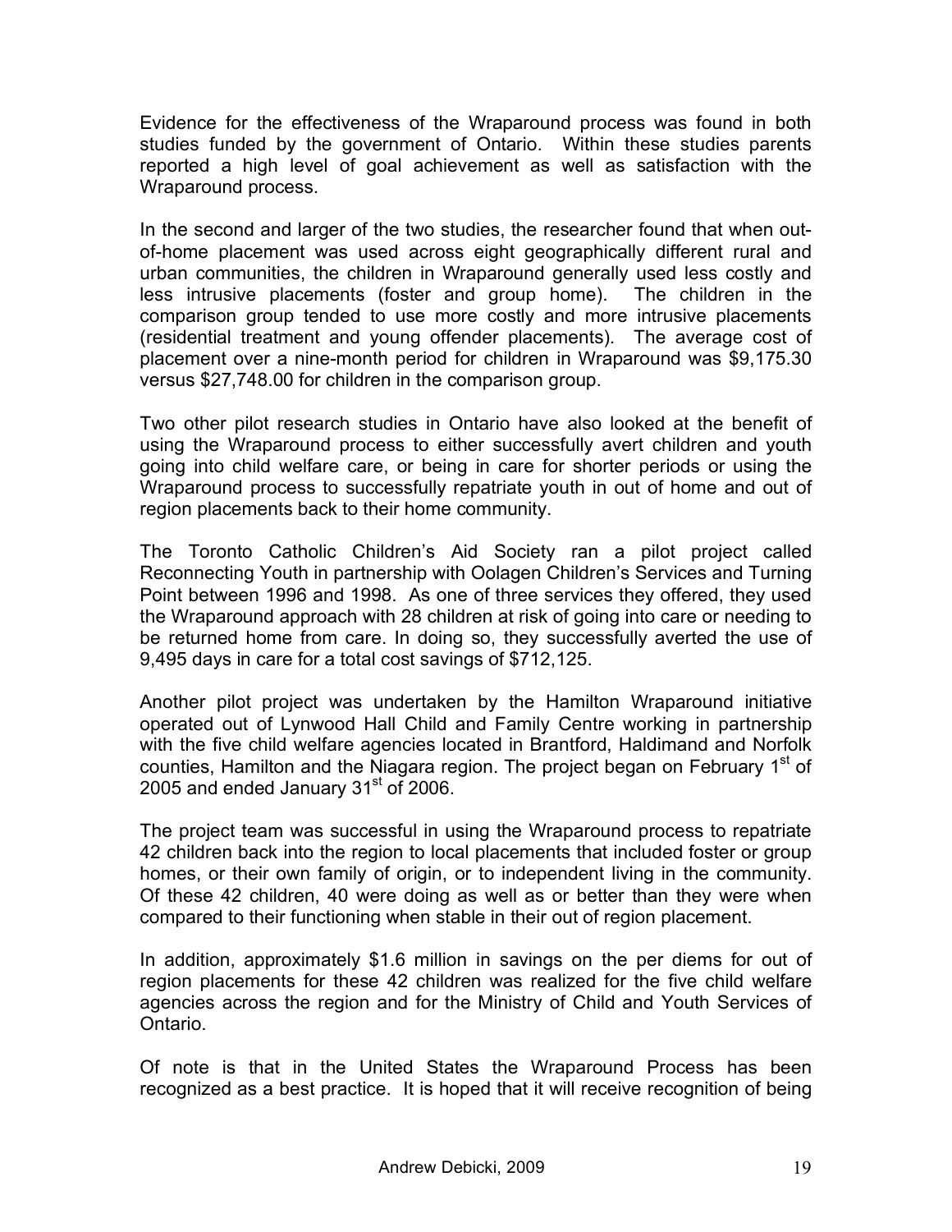Evidence for the effectiveness of the Wraparound process was found in both studies funded by the government of Ontario. Within these studies parents reported a high level of goal achievement as well as satisfaction with the Wraparound process.

In the second and larger of the two studies, the researcher found that when out-of-home placement was used across eight geographically different rural and urban communities, the children in Wraparound generally used less costly and less intrusive placements (foster and group home). The children in the comparison group tended to use more costly and more intrusive placements (residential treatment and young offender placements). The average cost of placement over a nine-month period for children in Wraparound was $9,175.30 versus $27,748.00 for children in the comparison group.

Two other pilot research studies in Ontario have also looked at the benefit of using the Wraparound process to either successfully avert children and youth going into child welfare care, or being in care for shorter periods or using the Wraparound process to successfully repatriate youth in out of home and out of region placements back to their home community.

The Toronto Catholic Children's Aid Society ran a pilot project called Reconnecting Youth in partnership with Oolagen Children's Services and Turning Point between 1996 and 1998. As one of three services they offered, they used the Wraparound approach with 28 children at risk of going into care or needing to be returned home from care. In doing so, they successfully averted the use of 9,495 days in care for a total cost savings of $712,125.

Another pilot project was undertaken by the Hamilton Wraparound initiative operated out of Lynwood Hall Child and Family Centre working in partnership with the five child welfare agencies located in Brantford, Haldimand and Norfolk counties, Hamilton and the Niagara region. The project began on February 1st of 2005 and ended January 31st of 2006.

The project team was successful in using the Wraparound process to repatriate 42 children back into the region to local placements that included foster or group homes, or their own family of origin, or to independent living in the community. Of these 42 children, 40 were doing as well as or better than they were when compared to their functioning when stable in their out of region placement.

In addition, approximately $1.6 million in savings on the per diems for out of region placements for these 42 children was realized for the five child welfare agencies across the region and for the Ministry of Child and Youth Services of Ontario.

Of note is that in the United States the Wraparound Process has been recognized as a best practice. It is hoped that it will receive recognition of being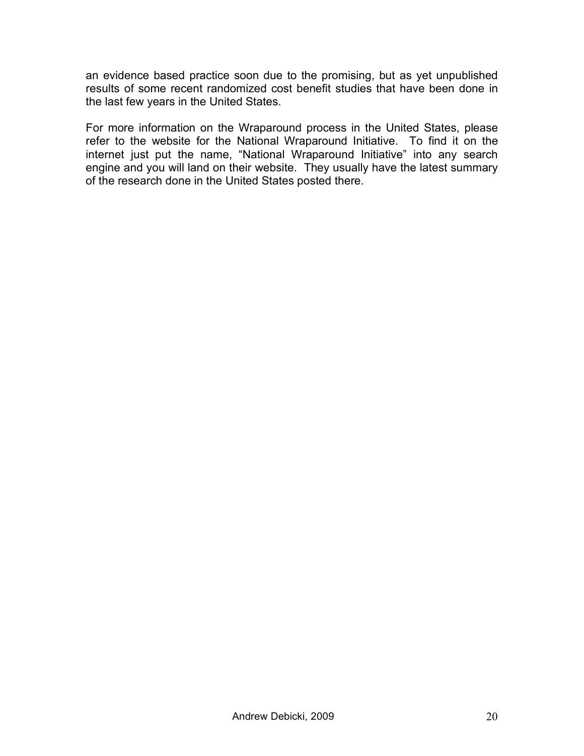an evidence based practice soon due to the promising, but as yet unpublished results of some recent randomized cost benefit studies that have been done in the last few years in the United States.

For more information on the Wraparound process in the United States, please refer to the website for the National Wraparound Initiative. To find it on the internet just put the name, "National Wraparound Initiative" into any search engine and you will land on their website. They usually have the latest summary of the research done in the United States posted there.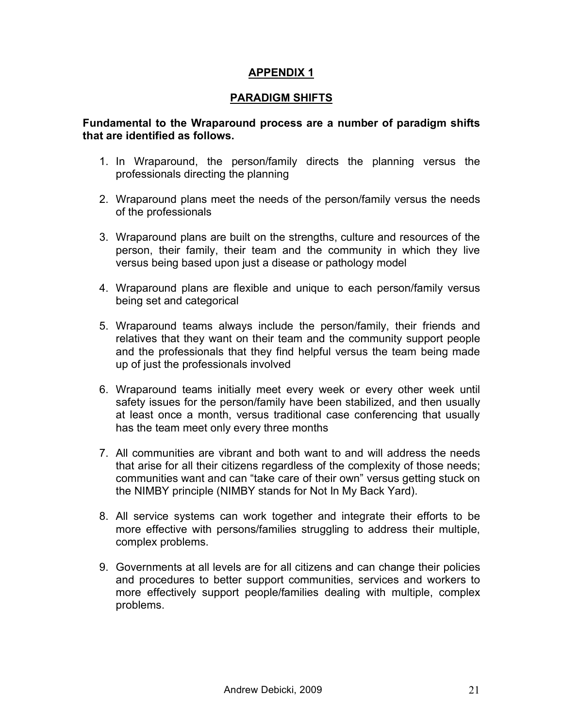# APPENDIX 1

## PARADIGM SHIFTS

**Fundamental to the Wraparound process are a number of paradigm shifts that are identified as follows.**

1. In Wraparound, the person/family directs the planning versus the professionals directing the planning

2. Wraparound plans meet the needs of the person/family versus the needs of the professionals

3. Wraparound plans are built on the strengths, culture and resources of the person, their family, their team and the community in which they live versus being based upon just a disease or pathology model

4. Wraparound plans are flexible and unique to each person/family versus being set and categorical

5. Wraparound teams always include the person/family, their friends and relatives that they want on their team and the community support people and the professionals that they find helpful versus the team being made up of just the professionals involved

6. Wraparound teams initially meet every week or every other week until safety issues for the person/family have been stabilized, and then usually at least once a month, versus traditional case conferencing that usually has the team meet only every three months

7. All communities are vibrant and both want to and will address the needs that arise for all their citizens regardless of the complexity of those needs; communities want and can "take care of their own" versus getting stuck on the NIMBY principle (NIMBY stands for Not In My Back Yard).

8. All service systems can work together and integrate their efforts to be more effective with persons/families struggling to address their multiple, complex problems.

9. Governments at all levels are for all citizens and can change their policies and procedures to better support communities, services and workers to more effectively support people/families dealing with multiple, complex problems.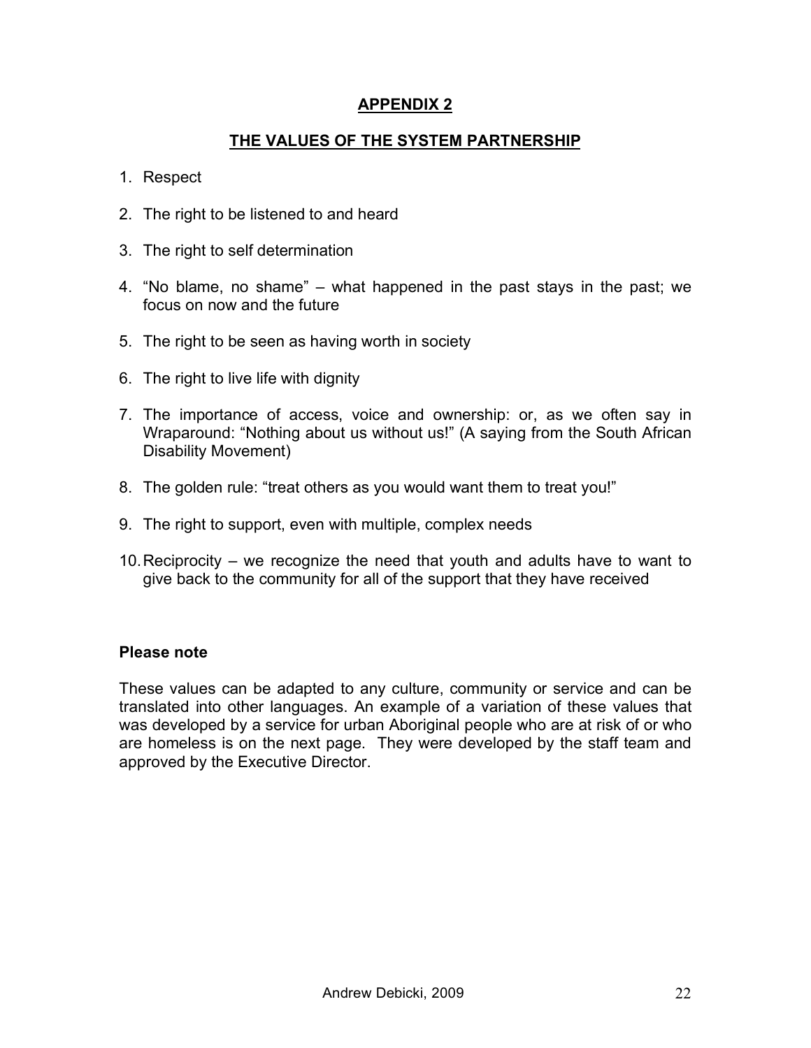# APPENDIX 2

## THE VALUES OF THE SYSTEM PARTNERSHIP

1. Respect
2. The right to be listened to and heard
3. The right to self determination
4. "No blame, no shame" – what happened in the past stays in the past; we focus on now and the future
5. The right to be seen as having worth in society
6. The right to live life with dignity
7. The importance of access, voice and ownership: or, as we often say in Wraparound: "Nothing about us without us!" (A saying from the South African Disability Movement)
8. The golden rule: "treat others as you would want them to treat you!"
9. The right to support, even with multiple, complex needs
10. Reciprocity – we recognize the need that youth and adults have to want to give back to the community for all of the support that they have received

**Please note**

These values can be adapted to any culture, community or service and can be translated into other languages. An example of a variation of these values that was developed by a service for urban Aboriginal people who are at risk of or who are homeless is on the next page. They were developed by the staff team and approved by the Executive Director.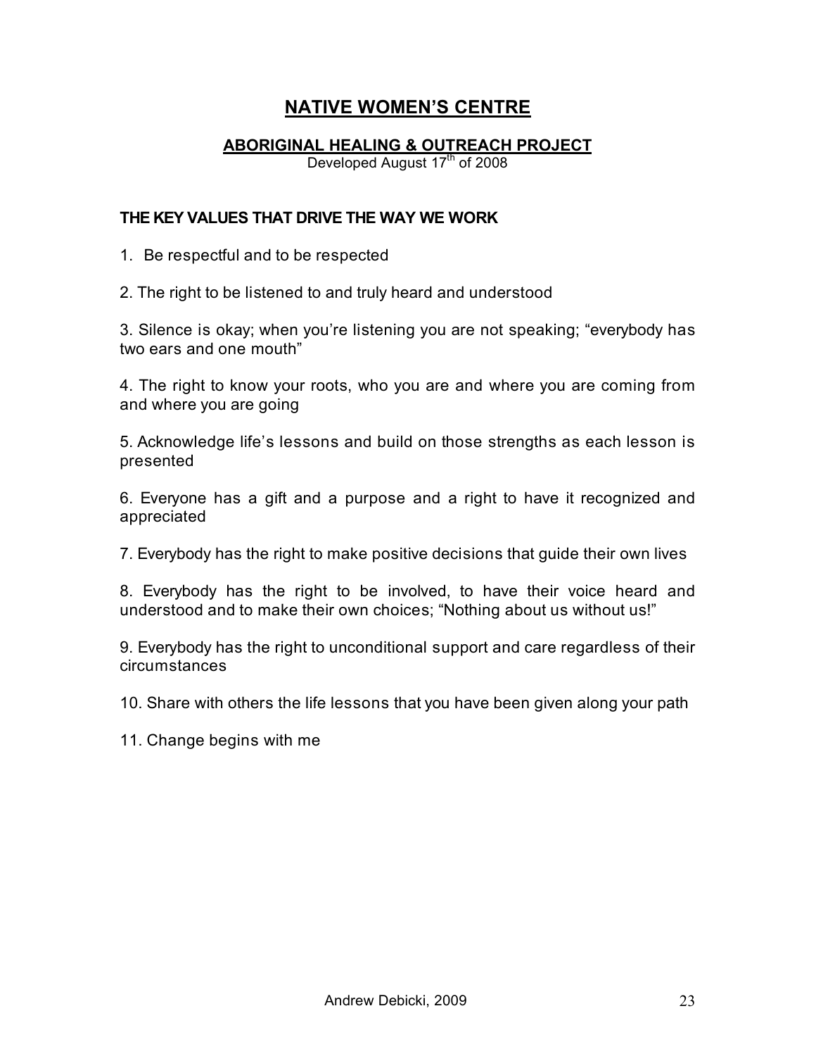# NATIVE WOMEN'S CENTRE

## ABORIGINAL HEALING & OUTREACH PROJECT

Developed August 17th of 2008

### THE KEY VALUES THAT DRIVE THE WAY WE WORK

1. Be respectful and to be respected

2. The right to be listened to and truly heard and understood

3. Silence is okay; when you're listening you are not speaking; "everybody has two ears and one mouth"

4. The right to know your roots, who you are and where you are coming from and where you are going

5. Acknowledge life's lessons and build on those strengths as each lesson is presented

6. Everyone has a gift and a purpose and a right to have it recognized and appreciated

7. Everybody has the right to make positive decisions that guide their own lives

8. Everybody has the right to be involved, to have their voice heard and understood and to make their own choices; "Nothing about us without us!"

9. Everybody has the right to unconditional support and care regardless of their circumstances

10. Share with others the life lessons that you have been given along your path

11. Change begins with me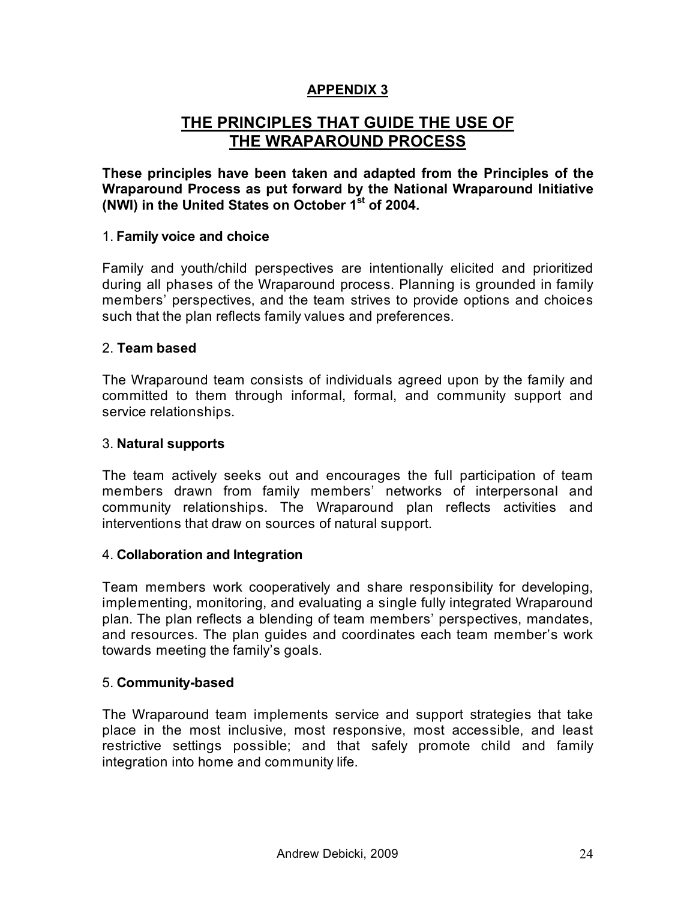## APPENDIX 3

# THE PRINCIPLES THAT GUIDE THE USE OF THE WRAPAROUND PROCESS

**These principles have been taken and adapted from the Principles of the Wraparound Process as put forward by the National Wraparound Initiative (NWI) in the United States on October 1st of 2004.**

1. **Family voice and choice**

Family and youth/child perspectives are intentionally elicited and prioritized during all phases of the Wraparound process. Planning is grounded in family members' perspectives, and the team strives to provide options and choices such that the plan reflects family values and preferences.

2. **Team based**

The Wraparound team consists of individuals agreed upon by the family and committed to them through informal, formal, and community support and service relationships.

3. **Natural supports**

The team actively seeks out and encourages the full participation of team members drawn from family members' networks of interpersonal and community relationships. The Wraparound plan reflects activities and interventions that draw on sources of natural support.

4. **Collaboration and Integration**

Team members work cooperatively and share responsibility for developing, implementing, monitoring, and evaluating a single fully integrated Wraparound plan. The plan reflects a blending of team members' perspectives, mandates, and resources. The plan guides and coordinates each team member's work towards meeting the family's goals.

5. **Community-based**

The Wraparound team implements service and support strategies that take place in the most inclusive, most responsive, most accessible, and least restrictive settings possible; and that safely promote child and family integration into home and community life.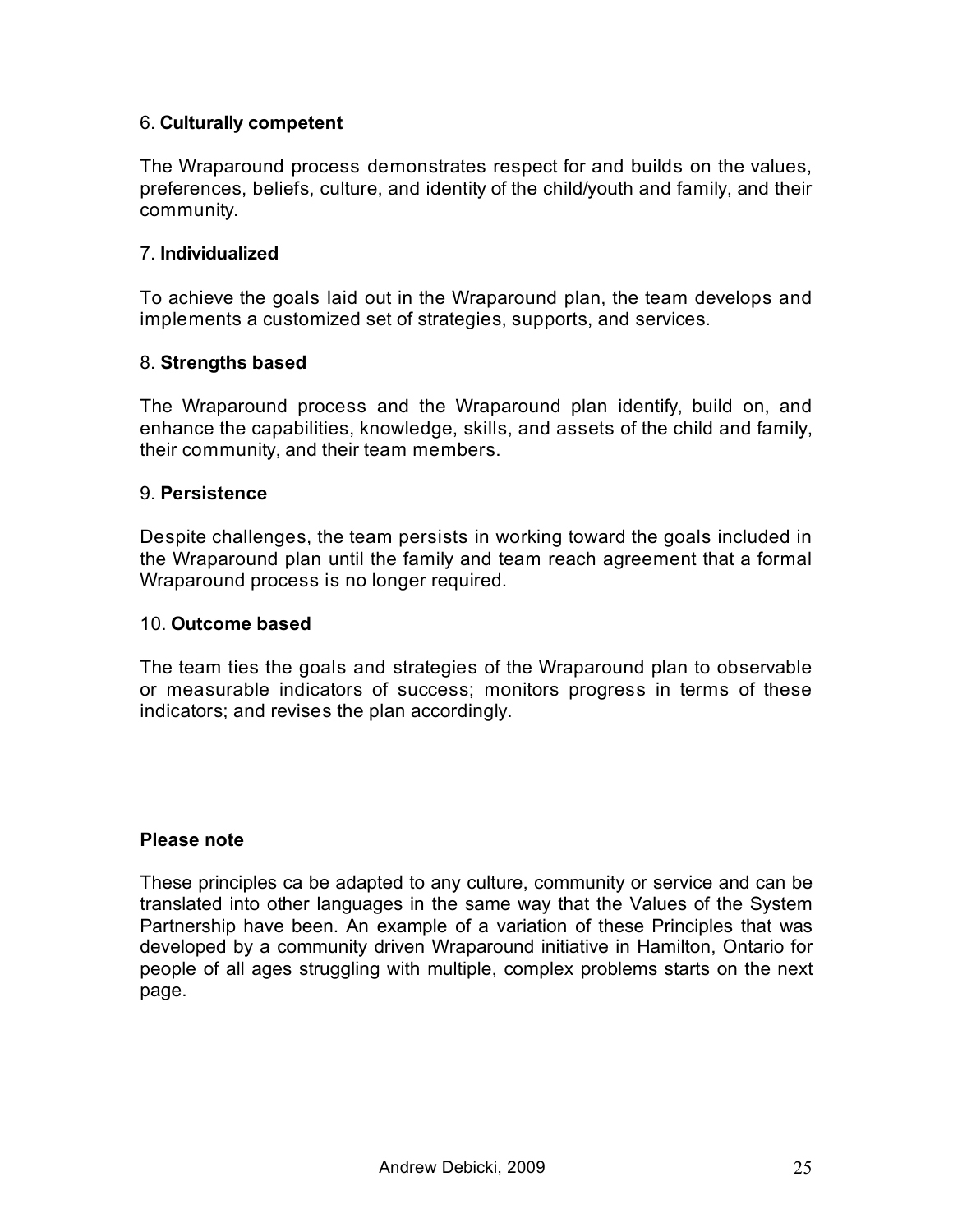6. **Culturally competent**

The Wraparound process demonstrates respect for and builds on the values, preferences, beliefs, culture, and identity of the child/youth and family, and their community.

7. **Individualized**

To achieve the goals laid out in the Wraparound plan, the team develops and implements a customized set of strategies, supports, and services.

8. **Strengths based**

The Wraparound process and the Wraparound plan identify, build on, and enhance the capabilities, knowledge, skills, and assets of the child and family, their community, and their team members.

9. **Persistence**

Despite challenges, the team persists in working toward the goals included in the Wraparound plan until the family and team reach agreement that a formal Wraparound process is no longer required.

10. **Outcome based**

The team ties the goals and strategies of the Wraparound plan to observable or measurable indicators of success; monitors progress in terms of these indicators; and revises the plan accordingly.

**Please note**

These principles ca be adapted to any culture, community or service and can be translated into other languages in the same way that the Values of the System Partnership have been. An example of a variation of these Principles that was developed by a community driven Wraparound initiative in Hamilton, Ontario for people of all ages struggling with multiple, complex problems starts on the next page.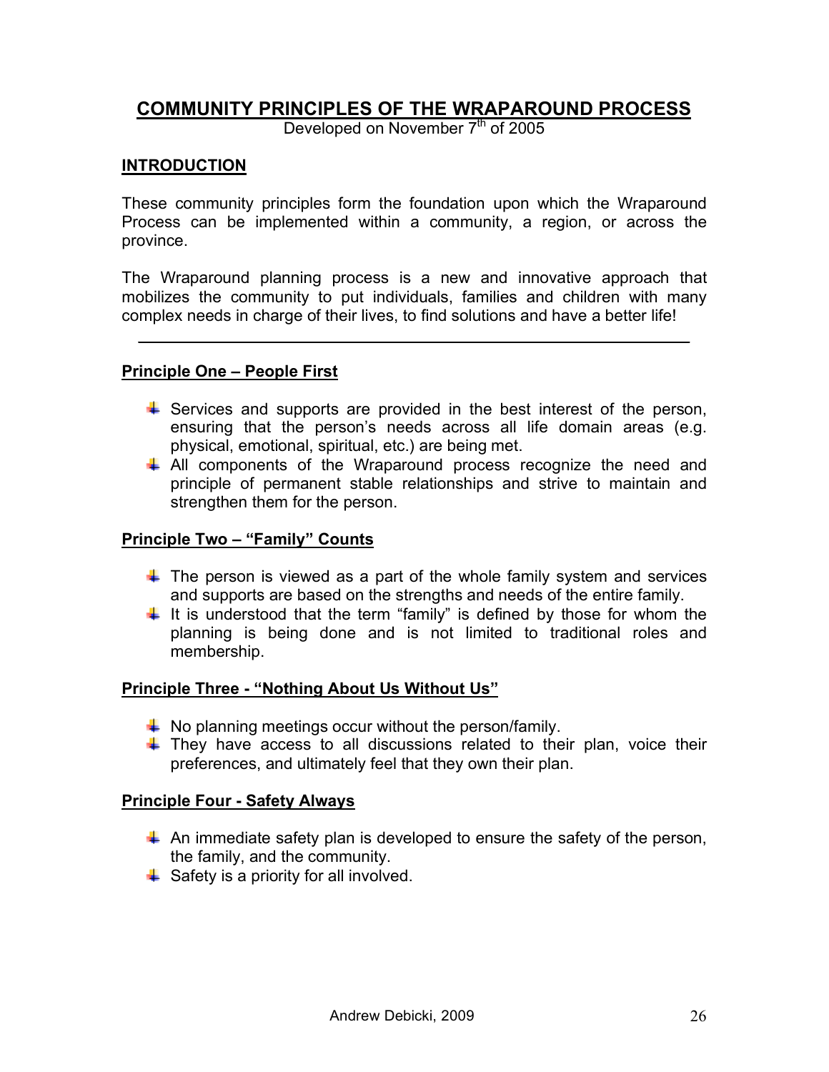## COMMUNITY PRINCIPLES OF THE WRAPAROUND PROCESS

Developed on November 7th of 2005

### INTRODUCTION

These community principles form the foundation upon which the Wraparound Process can be implemented within a community, a region, or across the province.

The Wraparound planning process is a new and innovative approach that mobilizes the community to put individuals, families and children with many complex needs in charge of their lives, to find solutions and have a better life!

---

### Principle One – People First

- Services and supports are provided in the best interest of the person, ensuring that the person's needs across all life domain areas (e.g. physical, emotional, spiritual, etc.) are being met.
- All components of the Wraparound process recognize the need and principle of permanent stable relationships and strive to maintain and strengthen them for the person.

### Principle Two – "Family" Counts

- The person is viewed as a part of the whole family system and services and supports are based on the strengths and needs of the entire family.
- It is understood that the term "family" is defined by those for whom the planning is being done and is not limited to traditional roles and membership.

### Principle Three - "Nothing About Us Without Us"

- No planning meetings occur without the person/family.
- They have access to all discussions related to their plan, voice their preferences, and ultimately feel that they own their plan.

### Principle Four - Safety Always

- An immediate safety plan is developed to ensure the safety of the person, the family, and the community.
- Safety is a priority for all involved.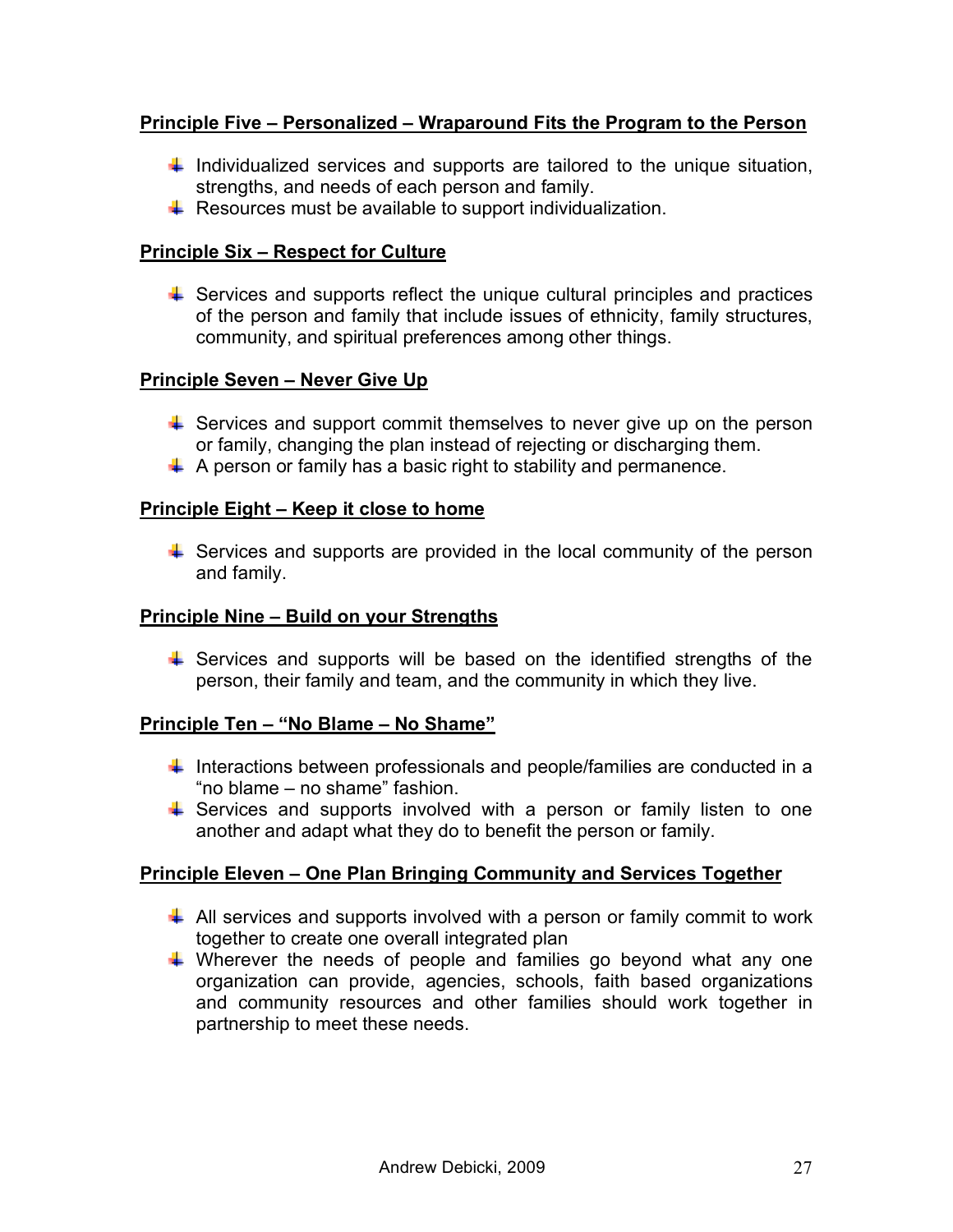**Principle Five – Personalized – Wraparound Fits the Program to the Person**

- Individualized services and supports are tailored to the unique situation, strengths, and needs of each person and family.
- Resources must be available to support individualization.

**Principle Six – Respect for Culture**

- Services and supports reflect the unique cultural principles and practices of the person and family that include issues of ethnicity, family structures, community, and spiritual preferences among other things.

**Principle Seven – Never Give Up**

- Services and support commit themselves to never give up on the person or family, changing the plan instead of rejecting or discharging them.
- A person or family has a basic right to stability and permanence.

**Principle Eight – Keep it close to home**

- Services and supports are provided in the local community of the person and family.

**Principle Nine – Build on your Strengths**

- Services and supports will be based on the identified strengths of the person, their family and team, and the community in which they live.

**Principle Ten – "No Blame – No Shame"**

- Interactions between professionals and people/families are conducted in a "no blame – no shame" fashion.
- Services and supports involved with a person or family listen to one another and adapt what they do to benefit the person or family.

**Principle Eleven – One Plan Bringing Community and Services Together**

- All services and supports involved with a person or family commit to work together to create one overall integrated plan
- Wherever the needs of people and families go beyond what any one organization can provide, agencies, schools, faith based organizations and community resources and other families should work together in partnership to meet these needs.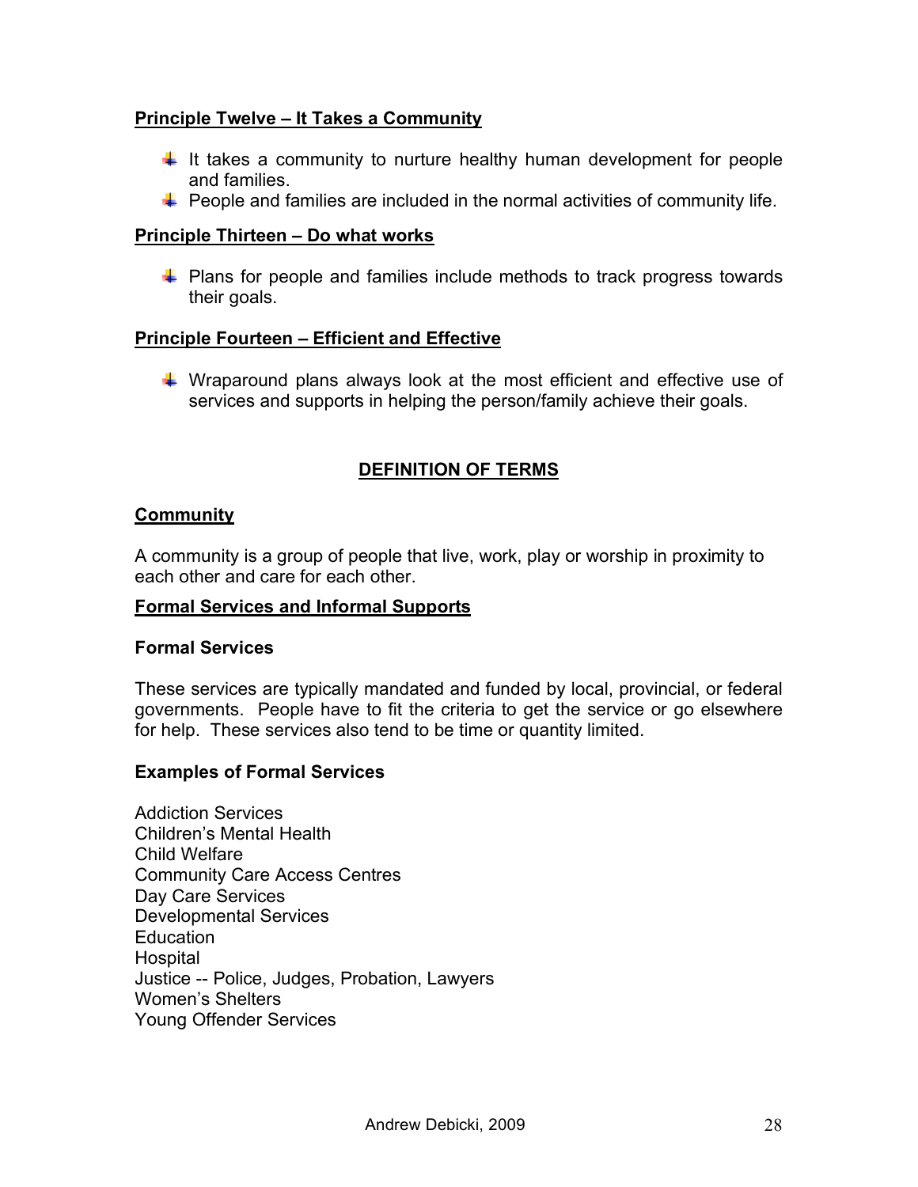**Principle Twelve – It Takes a Community**

- It takes a community to nurture healthy human development for people and families.
- People and families are included in the normal activities of community life.

**Principle Thirteen – Do what works**

- Plans for people and families include methods to track progress towards their goals.

**Principle Fourteen – Efficient and Effective**

- Wraparound plans always look at the most efficient and effective use of services and supports in helping the person/family achieve their goals.

## DEFINITION OF TERMS

### Community

A community is a group of people that live, work, play or worship in proximity to each other and care for each other.

### Formal Services and Informal Supports

**Formal Services**

These services are typically mandated and funded by local, provincial, or federal governments. People have to fit the criteria to get the service or go elsewhere for help. These services also tend to be time or quantity limited.

**Examples of Formal Services**

Addiction Services
Children's Mental Health
Child Welfare
Community Care Access Centres
Day Care Services
Developmental Services
Education
Hospital
Justice -- Police, Judges, Probation, Lawyers
Women's Shelters
Young Offender Services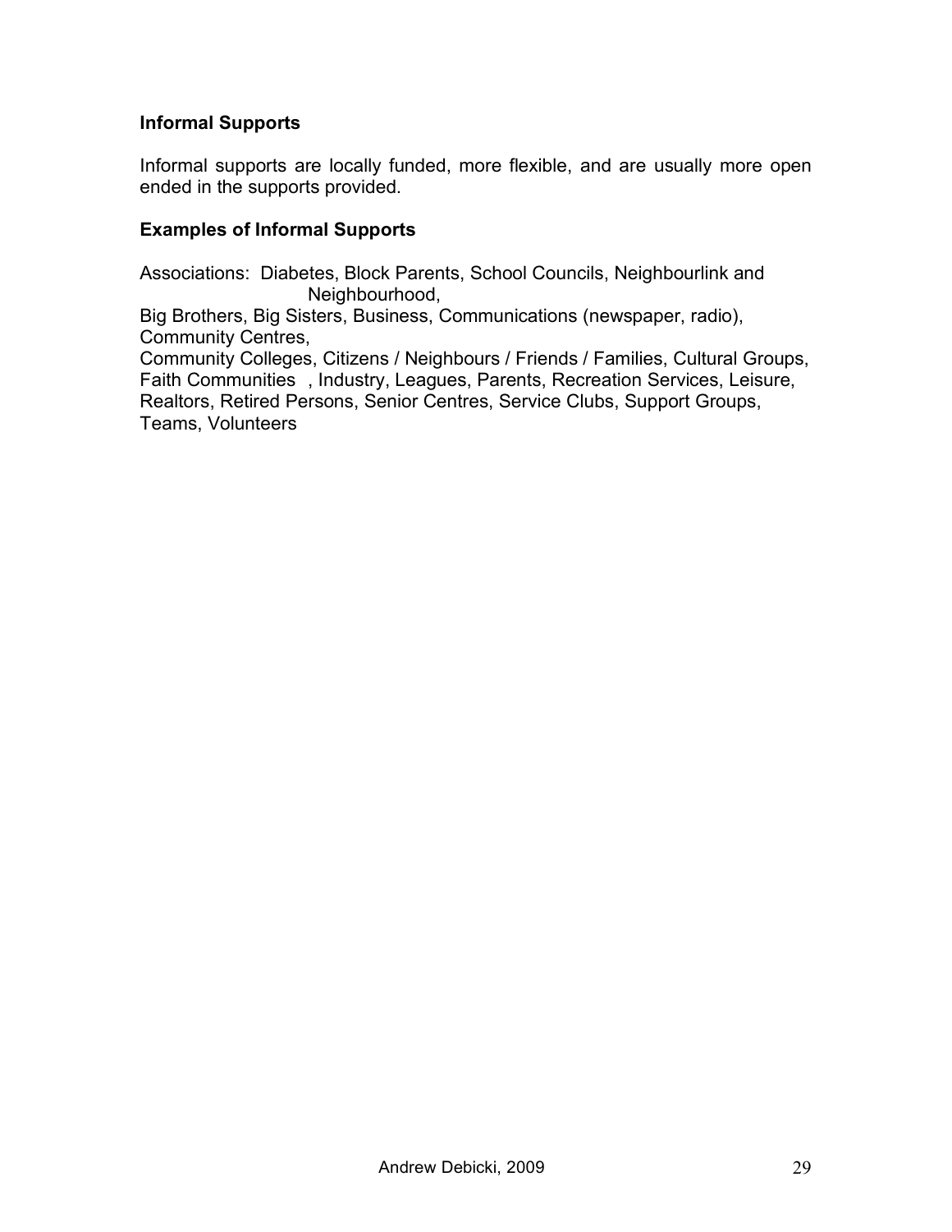**Informal Supports**

Informal supports are locally funded, more flexible, and are usually more open ended in the supports provided.

**Examples of Informal Supports**

Associations: Diabetes, Block Parents, School Councils, Neighbourlink and Neighbourhood,
Big Brothers, Big Sisters, Business, Communications (newspaper, radio), Community Centres,
Community Colleges, Citizens / Neighbours / Friends / Families, Cultural Groups, Faith Communities , Industry, Leagues, Parents, Recreation Services, Leisure, Realtors, Retired Persons, Senior Centres, Service Clubs, Support Groups, Teams, Volunteers

Andrew Debicki, 2009